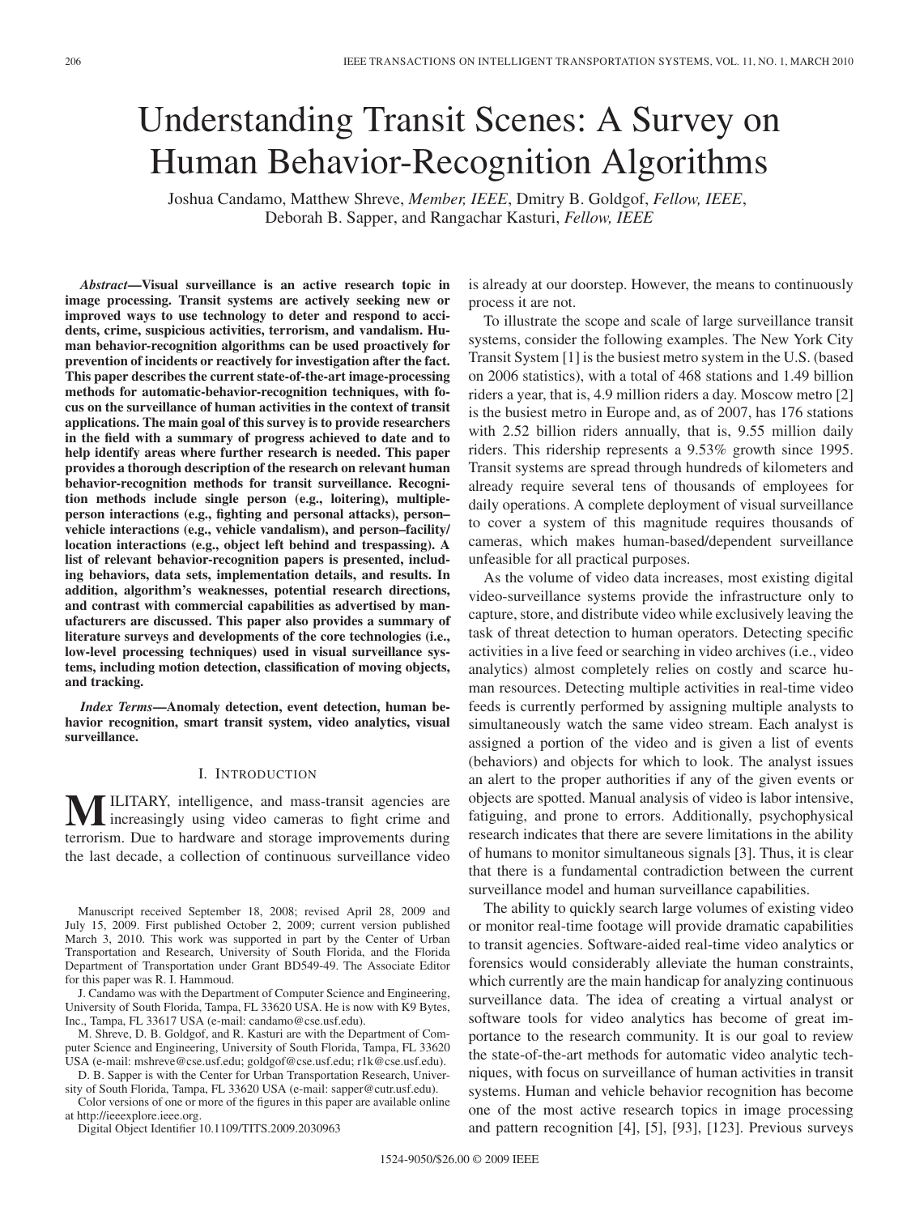# Understanding Transit Scenes: A Survey on Human Behavior-Recognition Algorithms

Joshua Candamo, Matthew Shreve, *Member, IEEE*, Dmitry B. Goldgof, *Fellow, IEEE*, Deborah B. Sapper, and Rangachar Kasturi, *Fellow, IEEE*

***Abstract*—Visual surveillance is an active research topic in image processing. Transit systems are actively seeking new or improved ways to use technology to deter and respond to accidents, crime, suspicious activities, terrorism, and vandalism. Human behavior-recognition algorithms can be used proactively for prevention of incidents or reactively for investigation after the fact. This paper describes the current state-of-the-art image-processing methods for automatic-behavior-recognition techniques, with focus on the surveillance of human activities in the context of transit applications. The main goal of this survey is to provide researchers in the field with a summary of progress achieved to date and to help identify areas where further research is needed. This paper provides a thorough description of the research on relevant human behavior-recognition methods for transit surveillance. Recognition methods include single person (e.g., loitering), multiple-person interactions (e.g., fighting and personal attacks), person–vehicle interactions (e.g., vehicle vandalism), and person–facility/location interactions (e.g., object left behind and trespassing). A list of relevant behavior-recognition papers is presented, including behaviors, data sets, implementation details, and results. In addition, algorithm's weaknesses, potential research directions, and contrast with commercial capabilities as advertised by manufacturers are discussed. This paper also provides a summary of literature surveys and developments of the core technologies (i.e., low-level processing techniques) used in visual surveillance systems, including motion detection, classification of moving objects, and tracking.**

***Index Terms*—Anomaly detection, event detection, human behavior recognition, smart transit system, video analytics, visual surveillance.**

## I. Introduction

MILITARY, intelligence, and mass-transit agencies are increasingly using video cameras to fight crime and terrorism. Due to hardware and storage improvements during the last decade, a collection of continuous surveillance video is already at our doorstep. However, the means to continuously process it are not.

To illustrate the scope and scale of large surveillance transit systems, consider the following examples. The New York City Transit System [1] is the busiest metro system in the U.S. (based on 2006 statistics), with a total of 468 stations and 1.49 billion riders a year, that is, 4.9 million riders a day. Moscow metro [2] is the busiest metro in Europe and, as of 2007, has 176 stations with 2.52 billion riders annually, that is, 9.55 million daily riders. This ridership represents a 9.53% growth since 1995. Transit systems are spread through hundreds of kilometers and already require several tens of thousands of employees for daily operations. A complete deployment of visual surveillance to cover a system of this magnitude requires thousands of cameras, which makes human-based/dependent surveillance unfeasible for all practical purposes.

As the volume of video data increases, most existing digital video-surveillance systems provide the infrastructure only to capture, store, and distribute video while exclusively leaving the task of threat detection to human operators. Detecting specific activities in a live feed or searching in video archives (i.e., video analytics) almost completely relies on costly and scarce human resources. Detecting multiple activities in real-time video feeds is currently performed by assigning multiple analysts to simultaneously watch the same video stream. Each analyst is assigned a portion of the video and is given a list of events (behaviors) and objects for which to look. The analyst issues an alert to the proper authorities if any of the given events or objects are spotted. Manual analysis of video is labor intensive, fatiguing, and prone to errors. Additionally, psychophysical research indicates that there are severe limitations in the ability of humans to monitor simultaneous signals [3]. Thus, it is clear that there is a fundamental contradiction between the current surveillance model and human surveillance capabilities.

The ability to quickly search large volumes of existing video or monitor real-time footage will provide dramatic capabilities to transit agencies. Software-aided real-time video analytics or forensics would considerably alleviate the human constraints, which currently are the main handicap for analyzing continuous surveillance data. The idea of creating a virtual analyst or software tools for video analytics has become of great importance to the research community. It is our goal to review the state-of-the-art methods for automatic video analytic techniques, with focus on surveillance of human activities in transit systems. Human and vehicle behavior recognition has become one of the most active research topics in image processing and pattern recognition [4], [5], [93], [123]. Previous surveys

---

Manuscript received September 18, 2008; revised April 28, 2009 and July 15, 2009. First published October 2, 2009; current version published March 3, 2010. This work was supported in part by the Center of Urban Transportation and Research, University of South Florida, and the Florida Department of Transportation under Grant BD549-49. The Associate Editor for this paper was R. I. Hammoud.

J. Candamo was with the Department of Computer Science and Engineering, University of South Florida, Tampa, FL 33620 USA. He is now with K9 Bytes, Inc., Tampa, FL 33617 USA (e-mail: candamo@cse.usf.edu).

M. Shreve, D. B. Goldgof, and R. Kasturi are with the Department of Computer Science and Engineering, University of South Florida, Tampa, FL 33620 USA (e-mail: mshreve@cse.usf.edu; goldgof@cse.usf.edu; r1k@cse.usf.edu).

D. B. Sapper is with the Center for Urban Transportation Research, University of South Florida, Tampa, FL 33620 USA (e-mail: sapper@cutr.usf.edu).

Color versions of one or more of the figures in this paper are available online at http://ieeexplore.ieee.org.

Digital Object Identifier 10.1109/TITS.2009.2030963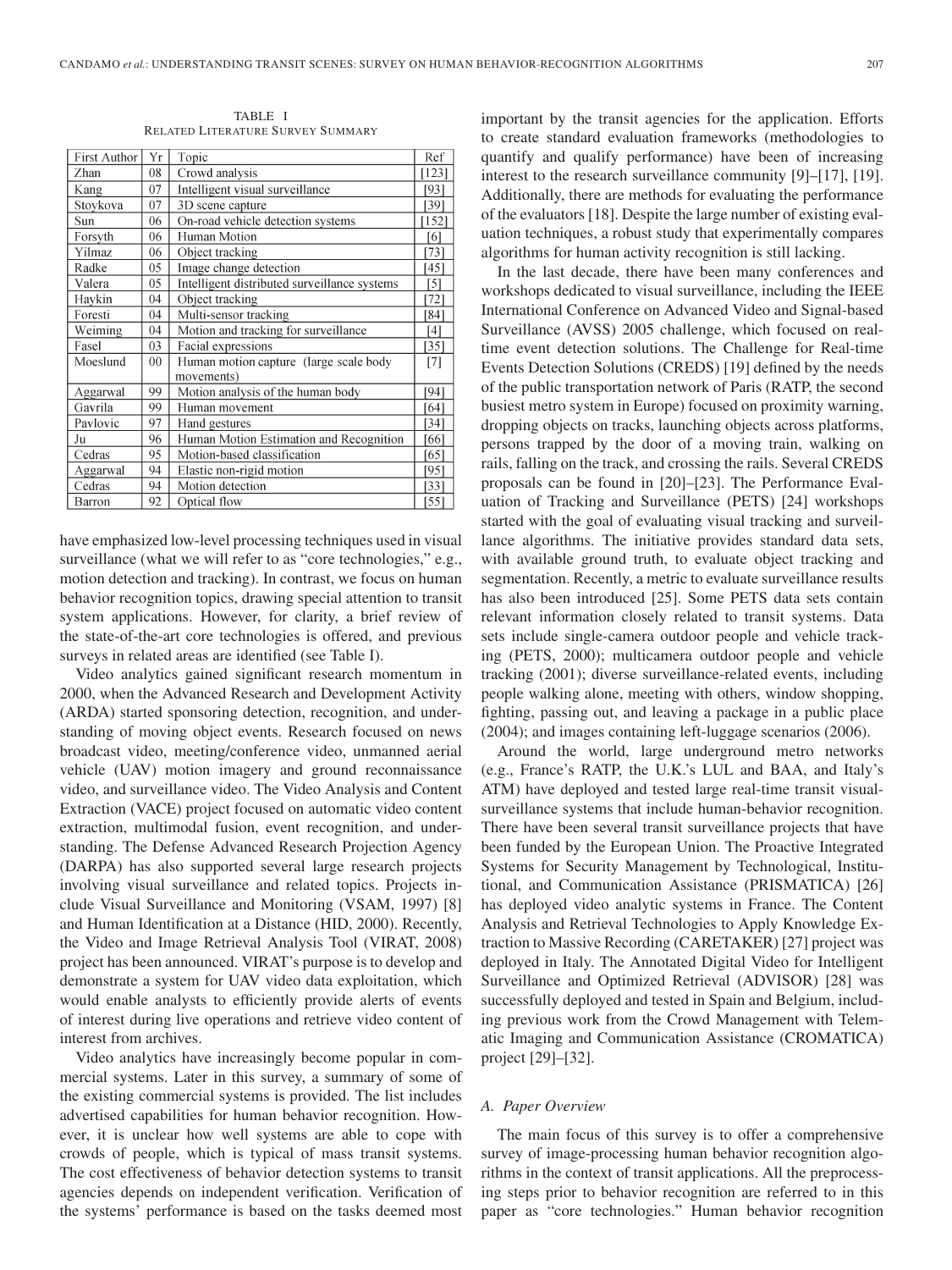TABLE I
RELATED LITERATURE SURVEY SUMMARY

| First Author | Yr | Topic | Ref |
|---|---|---|---|
| Zhan | 08 | Crowd analysis | [123] |
| Kang | 07 | Intelligent visual surveillance | [93] |
| Stoykova | 07 | 3D scene capture | [39] |
| Sun | 06 | On-road vehicle detection systems | [152] |
| Forsyth | 06 | Human Motion | [6] |
| Yilmaz | 06 | Object tracking | [73] |
| Radke | 05 | Image change detection | [45] |
| Valera | 05 | Intelligent distributed surveillance systems | [5] |
| Haykin | 04 | Object tracking | [72] |
| Foresti | 04 | Multi-sensor tracking | [84] |
| Weiming | 04 | Motion and tracking for surveillance | [4] |
| Fasel | 03 | Facial expressions | [35] |
| Moeslund | 00 | Human motion capture (large scale body movements) | [7] |
| Aggarwal | 99 | Motion analysis of the human body | [94] |
| Gavrila | 99 | Human movement | [64] |
| Pavlovic | 97 | Hand gestures | [34] |
| Ju | 96 | Human Motion Estimation and Recognition | [66] |
| Cedras | 95 | Motion-based classification | [65] |
| Aggarwal | 94 | Elastic non-rigid motion | [95] |
| Cedras | 94 | Motion detection | [33] |
| Barron | 92 | Optical flow | [55] |

have emphasized low-level processing techniques used in visual surveillance (what we will refer to as "core technologies," e.g., motion detection and tracking). In contrast, we focus on human behavior recognition topics, drawing special attention to transit system applications. However, for clarity, a brief review of the state-of-the-art core technologies is offered, and previous surveys in related areas are identified (see Table I).

Video analytics gained significant research momentum in 2000, when the Advanced Research and Development Activity (ARDA) started sponsoring detection, recognition, and understanding of moving object events. Research focused on news broadcast video, meeting/conference video, unmanned aerial vehicle (UAV) motion imagery and ground reconnaissance video, and surveillance video. The Video Analysis and Content Extraction (VACE) project focused on automatic video content extraction, multimodal fusion, event recognition, and understanding. The Defense Advanced Research Projection Agency (DARPA) has also supported several large research projects involving visual surveillance and related topics. Projects include Visual Surveillance and Monitoring (VSAM, 1997) [8] and Human Identification at a Distance (HID, 2000). Recently, the Video and Image Retrieval Analysis Tool (VIRAT, 2008) project has been announced. VIRAT's purpose is to develop and demonstrate a system for UAV video data exploitation, which would enable analysts to efficiently provide alerts of events of interest during live operations and retrieve video content of interest from archives.

Video analytics have increasingly become popular in commercial systems. Later in this survey, a summary of some of the existing commercial systems is provided. The list includes advertised capabilities for human behavior recognition. However, it is unclear how well systems are able to cope with crowds of people, which is typical of mass transit systems. The cost effectiveness of behavior detection systems to transit agencies depends on independent verification. Verification of the systems' performance is based on the tasks deemed most important by the transit agencies for the application. Efforts to create standard evaluation frameworks (methodologies to quantify and qualify performance) have been of increasing interest to the research surveillance community [9]–[17], [19]. Additionally, there are methods for evaluating the performance of the evaluators [18]. Despite the large number of existing evaluation techniques, a robust study that experimentally compares algorithms for human activity recognition is still lacking.

In the last decade, there have been many conferences and workshops dedicated to visual surveillance, including the IEEE International Conference on Advanced Video and Signal-based Surveillance (AVSS) 2005 challenge, which focused on real-time event detection solutions. The Challenge for Real-time Events Detection Solutions (CREDS) [19] defined by the needs of the public transportation network of Paris (RATP, the second busiest metro system in Europe) focused on proximity warning, dropping objects on tracks, launching objects across platforms, persons trapped by the door of a moving train, walking on rails, falling on the track, and crossing the rails. Several CREDS proposals can be found in [20]–[23]. The Performance Evaluation of Tracking and Surveillance (PETS) [24] workshops started with the goal of evaluating visual tracking and surveillance algorithms. The initiative provides standard data sets, with available ground truth, to evaluate object tracking and segmentation. Recently, a metric to evaluate surveillance results has also been introduced [25]. Some PETS data sets contain relevant information closely related to transit systems. Data sets include single-camera outdoor people and vehicle tracking (PETS, 2000); multicamera outdoor people and vehicle tracking (2001); diverse surveillance-related events, including people walking alone, meeting with others, window shopping, fighting, passing out, and leaving a package in a public place (2004); and images containing left-luggage scenarios (2006).

Around the world, large underground metro networks (e.g., France's RATP, the U.K.'s LUL and BAA, and Italy's ATM) have deployed and tested large real-time transit visual-surveillance systems that include human-behavior recognition. There have been several transit surveillance projects that have been funded by the European Union. The Proactive Integrated Systems for Security Management by Technological, Institutional, and Communication Assistance (PRISMATICA) [26] has deployed video analytic systems in France. The Content Analysis and Retrieval Technologies to Apply Knowledge Extraction to Massive Recording (CARETAKER) [27] project was deployed in Italy. The Annotated Digital Video for Intelligent Surveillance and Optimized Retrieval (ADVISOR) [28] was successfully deployed and tested in Spain and Belgium, including previous work from the Crowd Management with Telematic Imaging and Communication Assistance (CROMATICA) project [29]–[32].

### *A. Paper Overview*

The main focus of this survey is to offer a comprehensive survey of image-processing human behavior recognition algorithms in the context of transit applications. All the preprocessing steps prior to behavior recognition are referred to in this paper as "core technologies." Human behavior recognition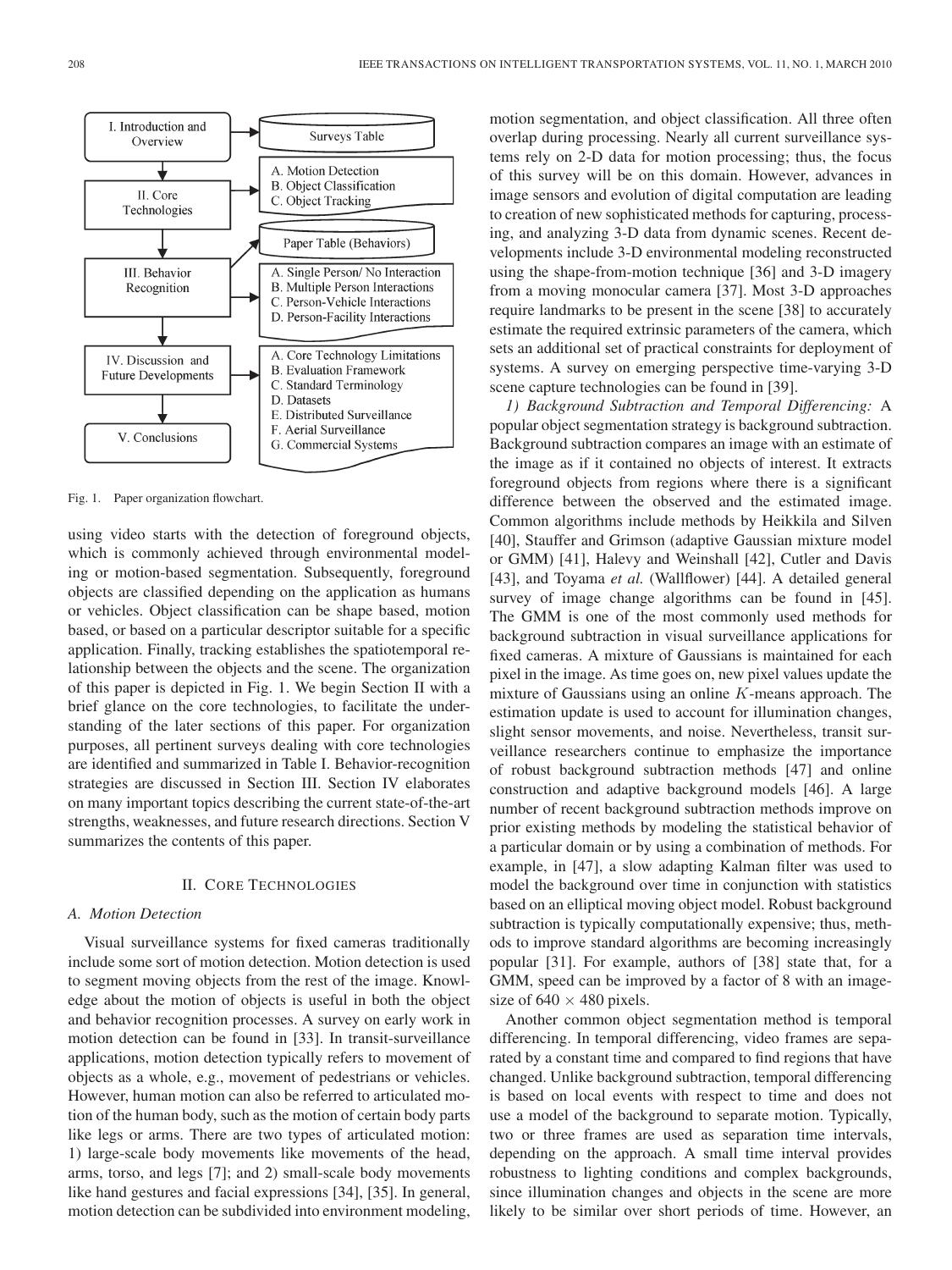I. Introduction and Overview → Surveys Table

II. Core Technologies → A. Motion Detection; B. Object Classification; C. Object Tracking

III. Behavior Recognition → Paper Table (Behaviors); A. Single Person/ No Interaction; B. Multiple Person Interactions; C. Person-Vehicle Interactions; D. Person-Facility Interactions

IV. Discussion and Future Developments → A. Core Technology Limitations; B. Evaluation Framework; C. Standard Terminology; D. Datasets; E. Distributed Surveillance; F. Aerial Surveillance; G. Commercial Systems

V. Conclusions

Fig. 1. Paper organization flowchart.

using video starts with the detection of foreground objects, which is commonly achieved through environmental modeling or motion-based segmentation. Subsequently, foreground objects are classified depending on the application as humans or vehicles. Object classification can be shape based, motion based, or based on a particular descriptor suitable for a specific application. Finally, tracking establishes the spatiotemporal relationship between the objects and the scene. The organization of this paper is depicted in Fig. 1. We begin Section II with a brief glance on the core technologies, to facilitate the understanding of the later sections of this paper. For organization purposes, all pertinent surveys dealing with core technologies are identified and summarized in Table I. Behavior-recognition strategies are discussed in Section III. Section IV elaborates on many important topics describing the current state-of-the-art strengths, weaknesses, and future research directions. Section V summarizes the contents of this paper.

## II. Core Technologies

### A. Motion Detection

Visual surveillance systems for fixed cameras traditionally include some sort of motion detection. Motion detection is used to segment moving objects from the rest of the image. Knowledge about the motion of objects is useful in both the object and behavior recognition processes. A survey on early work in motion detection can be found in [33]. In transit-surveillance applications, motion detection typically refers to movement of objects as a whole, e.g., movement of pedestrians or vehicles. However, human motion can also be referred to articulated motion of the human body, such as the motion of certain body parts like legs or arms. There are two types of articulated motion: 1) large-scale body movements like movements of the head, arms, torso, and legs [7]; and 2) small-scale body movements like hand gestures and facial expressions [34], [35]. In general, motion detection can be subdivided into environment modeling, motion segmentation, and object classification. All three often overlap during processing. Nearly all current surveillance systems rely on 2-D data for motion processing; thus, the focus of this survey will be on this domain. However, advances in image sensors and evolution of digital computation are leading to creation of new sophisticated methods for capturing, processing, and analyzing 3-D data from dynamic scenes. Recent developments include 3-D environmental modeling reconstructed using the shape-from-motion technique [36] and 3-D imagery from a moving monocular camera [37]. Most 3-D approaches require landmarks to be present in the scene [38] to accurately estimate the required extrinsic parameters of the camera, which sets an additional set of practical constraints for deployment of systems. A survey on emerging perspective time-varying 3-D scene capture technologies can be found in [39].

*1) Background Subtraction and Temporal Differencing:* A popular object segmentation strategy is background subtraction. Background subtraction compares an image with an estimate of the image as if it contained no objects of interest. It extracts foreground objects from regions where there is a significant difference between the observed and the estimated image. Common algorithms include methods by Heikkila and Silven [40], Stauffer and Grimson (adaptive Gaussian mixture model or GMM) [41], Halevy and Weinshall [42], Cutler and Davis [43], and Toyama *et al.* (Wallflower) [44]. A detailed general survey of image change algorithms can be found in [45]. The GMM is one of the most commonly used methods for background subtraction in visual surveillance applications for fixed cameras. A mixture of Gaussians is maintained for each pixel in the image. As time goes on, new pixel values update the mixture of Gaussians using an online $K$-means approach. The estimation update is used to account for illumination changes, slight sensor movements, and noise. Nevertheless, transit surveillance researchers continue to emphasize the importance of robust background subtraction methods [47] and online construction and adaptive background models [46]. A large number of recent background subtraction methods improve on prior existing methods by modeling the statistical behavior of a particular domain or by using a combination of methods. For example, in [47], a slow adapting Kalman filter was used to model the background over time in conjunction with statistics based on an elliptical moving object model. Robust background subtraction is typically computationally expensive; thus, methods to improve standard algorithms are becoming increasingly popular [31]. For example, authors of [38] state that, for a GMM, speed can be improved by a factor of 8 with an image-size of $640 \times 480$ pixels.

Another common object segmentation method is temporal differencing. In temporal differencing, video frames are separated by a constant time and compared to find regions that have changed. Unlike background subtraction, temporal differencing is based on local events with respect to time and does not use a model of the background to separate motion. Typically, two or three frames are used as separation time intervals, depending on the approach. A small time interval provides robustness to lighting conditions and complex backgrounds, since illumination changes and objects in the scene are more likely to be similar over short periods of time. However, an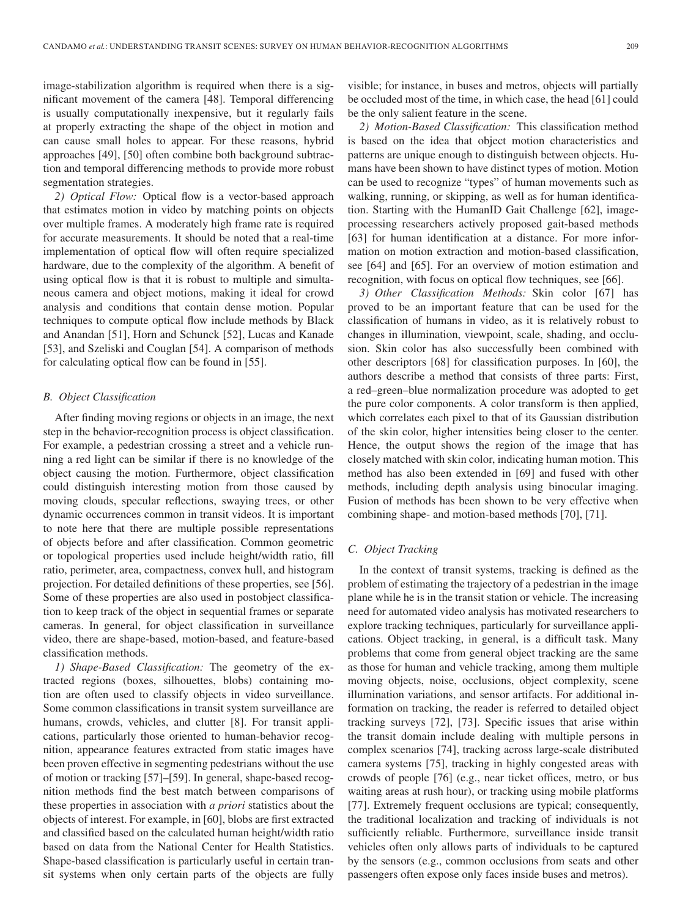image-stabilization algorithm is required when there is a significant movement of the camera [48]. Temporal differencing is usually computationally inexpensive, but it regularly fails at properly extracting the shape of the object in motion and can cause small holes to appear. For these reasons, hybrid approaches [49], [50] often combine both background subtraction and temporal differencing methods to provide more robust segmentation strategies.

*2) Optical Flow:* Optical flow is a vector-based approach that estimates motion in video by matching points on objects over multiple frames. A moderately high frame rate is required for accurate measurements. It should be noted that a real-time implementation of optical flow will often require specialized hardware, due to the complexity of the algorithm. A benefit of using optical flow is that it is robust to multiple and simultaneous camera and object motions, making it ideal for crowd analysis and conditions that contain dense motion. Popular techniques to compute optical flow include methods by Black and Anandan [51], Horn and Schunck [52], Lucas and Kanade [53], and Szeliski and Couglan [54]. A comparison of methods for calculating optical flow can be found in [55].

### *B. Object Classification*

After finding moving regions or objects in an image, the next step in the behavior-recognition process is object classification. For example, a pedestrian crossing a street and a vehicle running a red light can be similar if there is no knowledge of the object causing the motion. Furthermore, object classification could distinguish interesting motion from those caused by moving clouds, specular reflections, swaying trees, or other dynamic occurrences common in transit videos. It is important to note here that there are multiple possible representations of objects before and after classification. Common geometric or topological properties used include height/width ratio, fill ratio, perimeter, area, compactness, convex hull, and histogram projection. For detailed definitions of these properties, see [56]. Some of these properties are also used in postobject classification to keep track of the object in sequential frames or separate cameras. In general, for object classification in surveillance video, there are shape-based, motion-based, and feature-based classification methods.

*1) Shape-Based Classification:* The geometry of the extracted regions (boxes, silhouettes, blobs) containing motion are often used to classify objects in video surveillance. Some common classifications in transit system surveillance are humans, crowds, vehicles, and clutter [8]. For transit applications, particularly those oriented to human-behavior recognition, appearance features extracted from static images have been proven effective in segmenting pedestrians without the use of motion or tracking [57]–[59]. In general, shape-based recognition methods find the best match between comparisons of these properties in association with *a priori* statistics about the objects of interest. For example, in [60], blobs are first extracted and classified based on the calculated human height/width ratio based on data from the National Center for Health Statistics. Shape-based classification is particularly useful in certain transit systems when only certain parts of the objects are fully visible; for instance, in buses and metros, objects will partially be occluded most of the time, in which case, the head [61] could be the only salient feature in the scene.

*2) Motion-Based Classification:* This classification method is based on the idea that object motion characteristics and patterns are unique enough to distinguish between objects. Humans have been shown to have distinct types of motion. Motion can be used to recognize "types" of human movements such as walking, running, or skipping, as well as for human identification. Starting with the HumanID Gait Challenge [62], image-processing researchers actively proposed gait-based methods [63] for human identification at a distance. For more information on motion extraction and motion-based classification, see [64] and [65]. For an overview of motion estimation and recognition, with focus on optical flow techniques, see [66].

*3) Other Classification Methods:* Skin color [67] has proved to be an important feature that can be used for the classification of humans in video, as it is relatively robust to changes in illumination, viewpoint, scale, shading, and occlusion. Skin color has also successfully been combined with other descriptors [68] for classification purposes. In [60], the authors describe a method that consists of three parts: First, a red–green–blue normalization procedure was adopted to get the pure color components. A color transform is then applied, which correlates each pixel to that of its Gaussian distribution of the skin color, higher intensities being closer to the center. Hence, the output shows the region of the image that has closely matched with skin color, indicating human motion. This method has also been extended in [69] and fused with other methods, including depth analysis using binocular imaging. Fusion of methods has been shown to be very effective when combining shape- and motion-based methods [70], [71].

### *C. Object Tracking*

In the context of transit systems, tracking is defined as the problem of estimating the trajectory of a pedestrian in the image plane while he is in the transit station or vehicle. The increasing need for automated video analysis has motivated researchers to explore tracking techniques, particularly for surveillance applications. Object tracking, in general, is a difficult task. Many problems that come from general object tracking are the same as those for human and vehicle tracking, among them multiple moving objects, noise, occlusions, object complexity, scene illumination variations, and sensor artifacts. For additional information on tracking, the reader is referred to detailed object tracking surveys [72], [73]. Specific issues that arise within the transit domain include dealing with multiple persons in complex scenarios [74], tracking across large-scale distributed camera systems [75], tracking in highly congested areas with crowds of people [76] (e.g., near ticket offices, metro, or bus waiting areas at rush hour), or tracking using mobile platforms [77]. Extremely frequent occlusions are typical; consequently, the traditional localization and tracking of individuals is not sufficiently reliable. Furthermore, surveillance inside transit vehicles often only allows parts of individuals to be captured by the sensors (e.g., common occlusions from seats and other passengers often expose only faces inside buses and metros).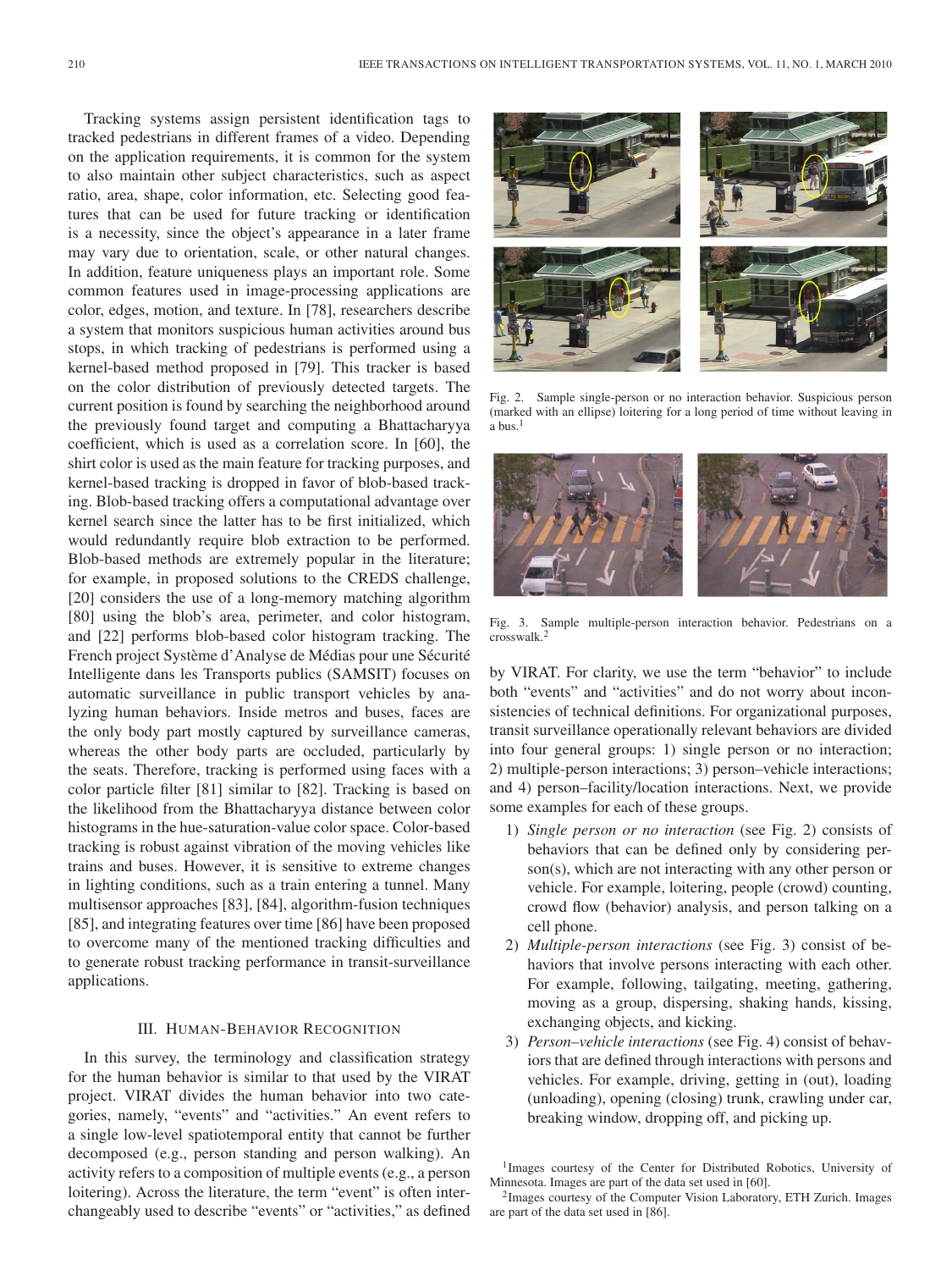Tracking systems assign persistent identification tags to tracked pedestrians in different frames of a video. Depending on the application requirements, it is common for the system to also maintain other subject characteristics, such as aspect ratio, area, shape, color information, etc. Selecting good features that can be used for future tracking or identification is a necessity, since the object's appearance in a later frame may vary due to orientation, scale, or other natural changes. In addition, feature uniqueness plays an important role. Some common features used in image-processing applications are color, edges, motion, and texture. In [78], researchers describe a system that monitors suspicious human activities around bus stops, in which tracking of pedestrians is performed using a kernel-based method proposed in [79]. This tracker is based on the color distribution of previously detected targets. The current position is found by searching the neighborhood around the previously found target and computing a Bhattacharyya coefficient, which is used as a correlation score. In [60], the shirt color is used as the main feature for tracking purposes, and kernel-based tracking is dropped in favor of blob-based tracking. Blob-based tracking offers a computational advantage over kernel search since the latter has to be first initialized, which would redundantly require blob extraction to be performed. Blob-based methods are extremely popular in the literature; for example, in proposed solutions to the CREDS challenge, [20] considers the use of a long-memory matching algorithm [80] using the blob's area, perimeter, and color histogram, and [22] performs blob-based color histogram tracking. The French project Système d'Analyse de Médias pour une Sécurité Intelligente dans les Transports publics (SAMSIT) focuses on automatic surveillance in public transport vehicles by analyzing human behaviors. Inside metros and buses, faces are the only body part mostly captured by surveillance cameras, whereas the other body parts are occluded, particularly by the seats. Therefore, tracking is performed using faces with a color particle filter [81] similar to [82]. Tracking is based on the likelihood from the Bhattacharyya distance between color histograms in the hue-saturation-value color space. Color-based tracking is robust against vibration of the moving vehicles like trains and buses. However, it is sensitive to extreme changes in lighting conditions, such as a train entering a tunnel. Many multisensor approaches [83], [84], algorithm-fusion techniques [85], and integrating features over time [86] have been proposed to overcome many of the mentioned tracking difficulties and to generate robust tracking performance in transit-surveillance applications.

## III. Human-Behavior Recognition

In this survey, the terminology and classification strategy for the human behavior is similar to that used by the VIRAT project. VIRAT divides the human behavior into two categories, namely, "events" and "activities." An event refers to a single low-level spatiotemporal entity that cannot be further decomposed (e.g., person standing and person walking). An activity refers to a composition of multiple events (e.g., a person loitering). Across the literature, the term "event" is often interchangeably used to describe "events" or "activities," as defined by VIRAT. For clarity, we use the term "behavior" to include both "events" and "activities" and do not worry about inconsistencies of technical definitions. For organizational purposes, transit surveillance operationally relevant behaviors are divided into four general groups: 1) single person or no interaction; 2) multiple-person interactions; 3) person–vehicle interactions; and 4) person–facility/location interactions. Next, we provide some examples for each of these groups.

Fig. 2. Sample single-person or no interaction behavior. Suspicious person (marked with an ellipse) loitering for a long period of time without leaving in a bus.[1]

Fig. 3. Sample multiple-person interaction behavior. Pedestrians on a crosswalk.[2]

1) *Single person or no interaction* (see Fig. 2) consists of behaviors that can be defined only by considering person(s), which are not interacting with any other person or vehicle. For example, loitering, people (crowd) counting, crowd flow (behavior) analysis, and person talking on a cell phone.
2) *Multiple-person interactions* (see Fig. 3) consist of behaviors that involve persons interacting with each other. For example, following, tailgating, meeting, gathering, moving as a group, dispersing, shaking hands, kissing, exchanging objects, and kicking.
3) *Person–vehicle interactions* (see Fig. 4) consist of behaviors that are defined through interactions with persons and vehicles. For example, driving, getting in (out), loading (unloading), opening (closing) trunk, crawling under car, breaking window, dropping off, and picking up.

[1] Images courtesy of the Center for Distributed Robotics, University of Minnesota. Images are part of the data set used in [60].

[2] Images courtesy of the Computer Vision Laboratory, ETH Zurich. Images are part of the data set used in [86].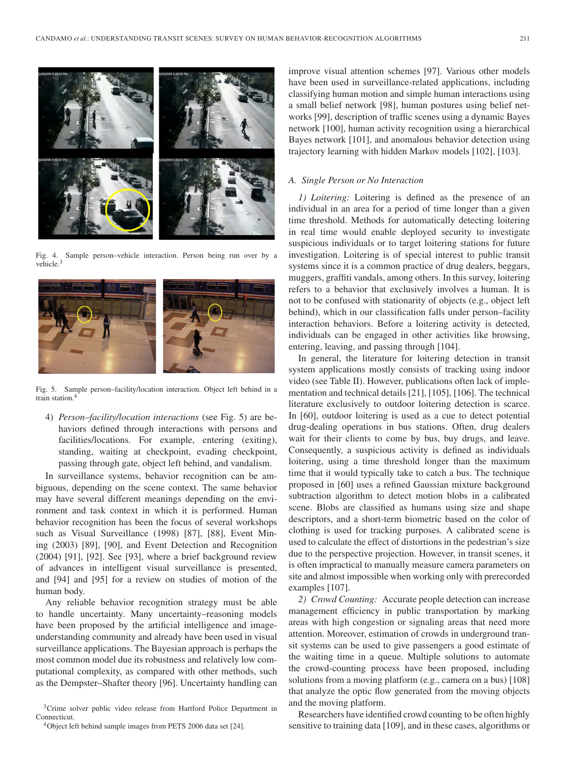Fig. 4. Sample person–vehicle interaction. Person being run over by a vehicle.[3]

Fig. 5. Sample person–facility/location interaction. Object left behind in a train station.[4]

4) *Person–facility/location interactions* (see Fig. 5) are behaviors defined through interactions with persons and facilities/locations. For example, entering (exiting), standing, waiting at checkpoint, evading checkpoint, passing through gate, object left behind, and vandalism.

In surveillance systems, behavior recognition can be ambiguous, depending on the scene context. The same behavior may have several different meanings depending on the environment and task context in which it is performed. Human behavior recognition has been the focus of several workshops such as Visual Surveillance (1998) [87], [88], Event Mining (2003) [89], [90], and Event Detection and Recognition (2004) [91], [92]. See [93], where a brief background review of advances in intelligent visual surveillance is presented, and [94] and [95] for a review on studies of motion of the human body.

Any reliable behavior recognition strategy must be able to handle uncertainty. Many uncertainty–reasoning models have been proposed by the artificial intelligence and image-understanding community and already have been used in visual surveillance applications. The Bayesian approach is perhaps the most common model due its robustness and relatively low computational complexity, as compared with other methods, such as the Dempster–Shafter theory [96]. Uncertainty handling can improve visual attention schemes [97]. Various other models have been used in surveillance-related applications, including classifying human motion and simple human interactions using a small belief network [98], human postures using belief networks [99], description of traffic scenes using a dynamic Bayes network [100], human activity recognition using a hierarchical Bayes network [101], and anomalous behavior detection using trajectory learning with hidden Markov models [102], [103].

### A. Single Person or No Interaction

*1) Loitering:* Loitering is defined as the presence of an individual in an area for a period of time longer than a given time threshold. Methods for automatically detecting loitering in real time would enable deployed security to investigate suspicious individuals or to target loitering stations for future investigation. Loitering is of special interest to public transit systems since it is a common practice of drug dealers, beggars, muggers, graffiti vandals, among others. In this survey, loitering refers to a behavior that exclusively involves a human. It is not to be confused with stationarity of objects (e.g., object left behind), which in our classification falls under person–facility interaction behaviors. Before a loitering activity is detected, individuals can be engaged in other activities like browsing, entering, leaving, and passing through [104].

In general, the literature for loitering detection in transit system applications mostly consists of tracking using indoor video (see Table II). However, publications often lack of implementation and technical details [21], [105], [106]. The technical literature exclusively to outdoor loitering detection is scarce. In [60], outdoor loitering is used as a cue to detect potential drug-dealing operations in bus stations. Often, drug dealers wait for their clients to come by bus, buy drugs, and leave. Consequently, a suspicious activity is defined as individuals loitering, using a time threshold longer than the maximum time that it would typically take to catch a bus. The technique proposed in [60] uses a refined Gaussian mixture background subtraction algorithm to detect motion blobs in a calibrated scene. Blobs are classified as humans using size and shape descriptors, and a short-term biometric based on the color of clothing is used for tracking purposes. A calibrated scene is used to calculate the effect of distortions in the pedestrian's size due to the perspective projection. However, in transit scenes, it is often impractical to manually measure camera parameters on site and almost impossible when working only with prerecorded examples [107].

*2) Crowd Counting:* Accurate people detection can increase management efficiency in public transportation by marking areas with high congestion or signaling areas that need more attention. Moreover, estimation of crowds in underground transit systems can be used to give passengers a good estimate of the waiting time in a queue. Multiple solutions to automate the crowd-counting process have been proposed, including solutions from a moving platform (e.g., camera on a bus) [108] that analyze the optic flow generated from the moving objects and the moving platform.

Researchers have identified crowd counting to be often highly sensitive to training data [109], and in these cases, algorithms or

[3] Crime solver public video release from Hartford Police Department in Connecticut.

[4] Object left behind sample images from PETS 2006 data set [24].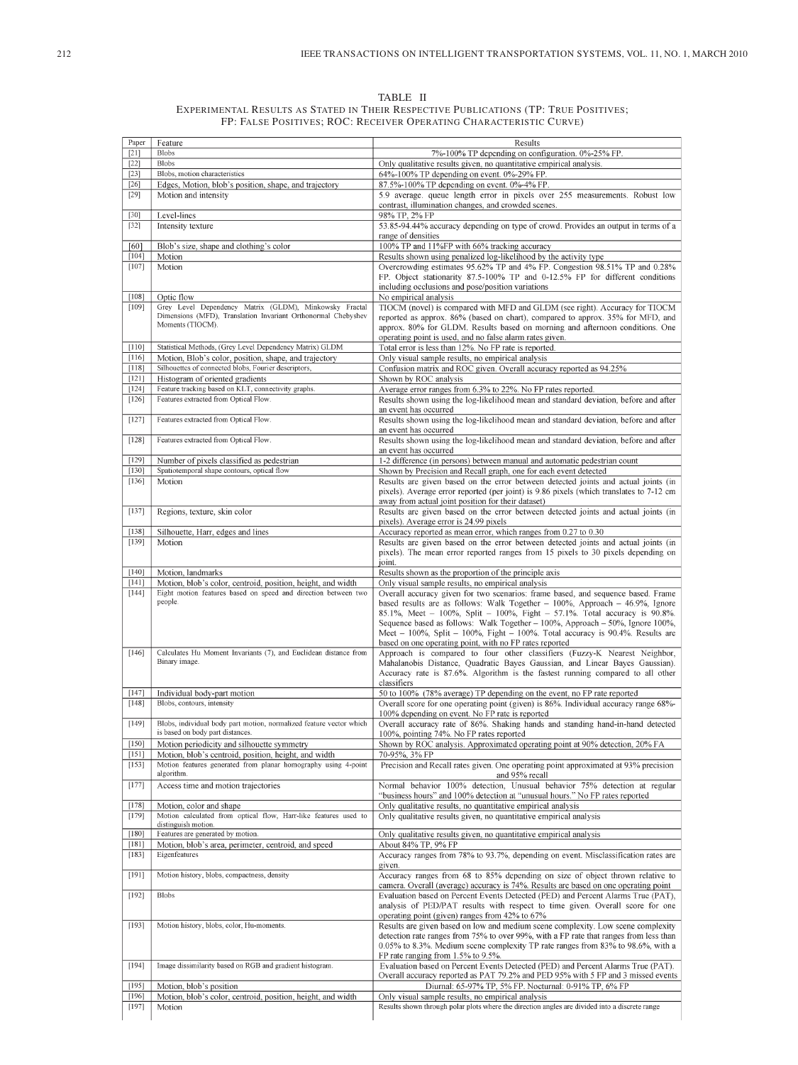TABLE II
EXPERIMENTAL RESULTS AS STATED IN THEIR RESPECTIVE PUBLICATIONS (TP: TRUE POSITIVES; FP: FALSE POSITIVES; ROC: RECEIVER OPERATING CHARACTERISTIC CURVE)

| Paper | Feature | Results |
|---|---|---|
| [21] | Blobs | 7%-100% TP depending on configuration. 0%-25% FP. |
| [22] | Blobs | Only qualitative results given, no quantitative empirical analysis. |
| [23] | Blobs, motion characteristics | 64%-100% TP depending on event. 0%-29% FP. |
| [26] | Edges, Motion, blob's position, shape, and trajectory | 87.5%-100% TP depending on event. 0%-4% FP. |
| [29] | Motion and intensity | 5.9 average. queue length error in pixels over 255 measurements. Robust low contrast, illumination changes, and crowded scenes. |
| [30] | Level-lines | 98% TP, 2% FP |
| [32] | Intensity texture | 53.85-94.44% accuracy depending on type of crowd. Provides an output in terms of a range of densities |
| [60] | Blob's size, shape and clothing's color | 100% TP and 11%FP with 66% tracking accuracy |
| [104] | Motion | Results shown using penalized log-likelihood by the activity type |
| [107] | Motion | Overcrowding estimates 95.62% TP and 4% FP. Congestion 98.51% TP and 0.28% FP. Object stationarity 87.5-100% TP and 0-12.5% FP for different conditions including occlusions and pose/position variations |
| [108] | Optic flow | No empirical analysis |
| [109] | Grey Level Dependency Matrix (GLDM), Minkowsky Fractal Dimensions (MFD), Translation Invariant Orthonormal Chebyshev Moments (TIOCM). | TIOCM (novel) is compared with MFD and GLDM (see right). Accuracy for TIOCM reported as approx. 86% (based on chart), compared to approx. 35% for MFD, and approx. 80% for GLDM. Results based on morning and afternoon conditions. One operating point is used, and no false alarm rates given. |
| [110] | Statistical Methods, (Grey Level Dependency Matrix) GLDM | Total error is less than 12%. No FP rate is reported. |
| [116] | Motion, Blob's color, position, shape, and trajectory | Only visual sample results, no empirical analysis |
| [118] | Silhouettes of connected blobs, Fourier descriptors, | Confusion matrix and ROC given. Overall accuracy reported as 94.25% |
| [121] | Histogram of oriented gradients | Shown by ROC analysis |
| [124] | Feature tracking based on KLT, connectivity graphs. | Average error ranges from 6.3% to 22%. No FP rates reported. |
| [126] | Features extracted from Optical Flow. | Results shown using the log-likelihood mean and standard deviation, before and after an event has occurred |
| [127] | Features extracted from Optical Flow. | Results shown using the log-likelihood mean and standard deviation, before and after an event has occurred |
| [128] | Features extracted from Optical Flow. | Results shown using the log-likelihood mean and standard deviation, before and after an event has occurred |
| [129] | Number of pixels classified as pedestrian | 1-2 difference (in persons) between manual and automatic pedestrian count |
| [130] | Spatiotemporal shape contours, optical flow | Shown by Precision and Recall graph, one for each event detected |
| [136] | Motion | Results are given based on the error between detected joints and actual joints (in pixels). Average error reported (per joint) is 9.86 pixels (which translates to 7-12 cm away from actual joint position for their dataset) |
| [137] | Regions, texture, skin color | Results are given based on the error between detected joints and actual joints (in pixels). Average error is 24.99 pixels |
| [138] | Silhouette, Harr, edges and lines | Accuracy reported as mean error, which ranges from 0.27 to 0.30 |
| [139] | Motion | Results are given based on the error between detected joints and actual joints (in pixels). The mean error reported ranges from 15 pixels to 30 pixels depending on joint. |
| [140] | Motion, landmarks | Results shown as the proportion of the principle axis |
| [141] | Motion, blob's color, centroid, position, height, and width | Only visual sample results, no empirical analysis |
| [144] | Eight motion features based on speed and direction between two people. | Overall accuracy given for two scenarios: frame based, and sequence based. Frame based results are as follows: Walk Together – 100%, Approach – 46.9%, Ignore 85.1%, Meet – 100%, Split – 100%, Fight – 57.1%. Total accuracy is 90.8%. Sequence based as follows: Walk Together – 100%, Approach – 50%, Ignore 100%, Meet – 100%, Split – 100%, Fight – 100%. Total accuracy is 90.4%. Results are based on one operating point, with no FP rates reported |
| [146] | Calculates Hu Moment Invariants (7), and Euclidean distance from Binary image. | Approach is compared to four other classifiers (Fuzzy-K Nearest Neighbor, Mahalanobis Distance, Quadratic Bayes Gaussian, and Linear Bayes Gaussian). Accuracy rate is 87.6%. Algorithm is the fastest running compared to all other classifiers |
| [147] | Individual body-part motion | 50 to 100% (78% average) TP depending on the event, no FP rate reported |
| [148] | Blobs, contours, intensity | Overall score for one operating point (given) is 86%. Individual accuracy range 68%-100% depending on event. No FP rate is reported |
| [149] | Blobs, individual body part motion, normalized feature vector which is based on body part distances. | Overall accuracy rate of 86%. Shaking hands and standing hand-in-hand detected 100%, pointing 74%. No FP rates reported |
| [150] | Motion periodicity and silhouette symmetry | Shown by ROC analysis. Approximated operating point at 90% detection, 20% FA |
| [151] | Motion, blob's centroid, position, height, and width | 70-95%, 3% FP |
| [153] | Motion features generated from planar homography using 4-point algorithm. | Precision and Recall rates given. One operating point approximated at 93% precision and 95% recall |
| [177] | Access time and motion trajectories | Normal behavior 100% detection, Unusual behavior 75% detection at regular "business hours" and 100% detection at "unusual hours." No FP rates reported |
| [178] | Motion, color and shape | Only qualitative results, no quantitative empirical analysis |
| [179] | Motion calculated from optical flow, Harr-like features used to distinguish motion. | Only qualitative results given, no quantitative empirical analysis |
| [180] | Features are generated by motion. | Only qualitative results given, no quantitative empirical analysis |
| [181] | Motion, blob's area, perimeter, centroid, and speed | About 84% TP, 9% FP |
| [183] | Eigenfeatures | Accuracy ranges from 78% to 93.7%, depending on event. Misclassification rates are given. |
| [191] | Motion history, blobs, compactness, density | Accuracy ranges from 68 to 85% depending on size of object thrown relative to camera. Overall (average) accuracy is 74%. Results are based on one operating point |
| [192] | Blobs | Evaluation based on Percent Events Detected (PED) and Percent Alarms True (PAT), analysis of PED/PAT results with respect to time given. Overall score for one operating point (given) ranges from 42% to 67% |
| [193] | Motion history, blobs, color, Hu-moments. | Results are given based on low and medium scene complexity. Low scene complexity detection rate ranges from 75% to over 99%, with a FP rate that ranges from less than 0.05% to 8.3%. Medium scene complexity TP rate ranges from 83% to 98.6%, with a FP rate ranging from 1.5% to 9.5%. |
| [194] | Image dissimilarity based on RGB and gradient histogram. | Evaluation based on Percent Events Detected (PED) and Percent Alarms True (PAT). Overall accuracy reported as PAT 79.2% and PED 95% with 5 FP and 3 missed events |
| [195] | Motion, blob's position | Diurnal: 65-97% TP, 5% FP. Nocturnal: 0-91% TP, 6% FP |
| [196] | Motion, blob's color, centroid, position, height, and width | Only visual sample results, no empirical analysis |
| [197] | Motion | Results shown through polar plots where the direction angles are divided into a discrete range |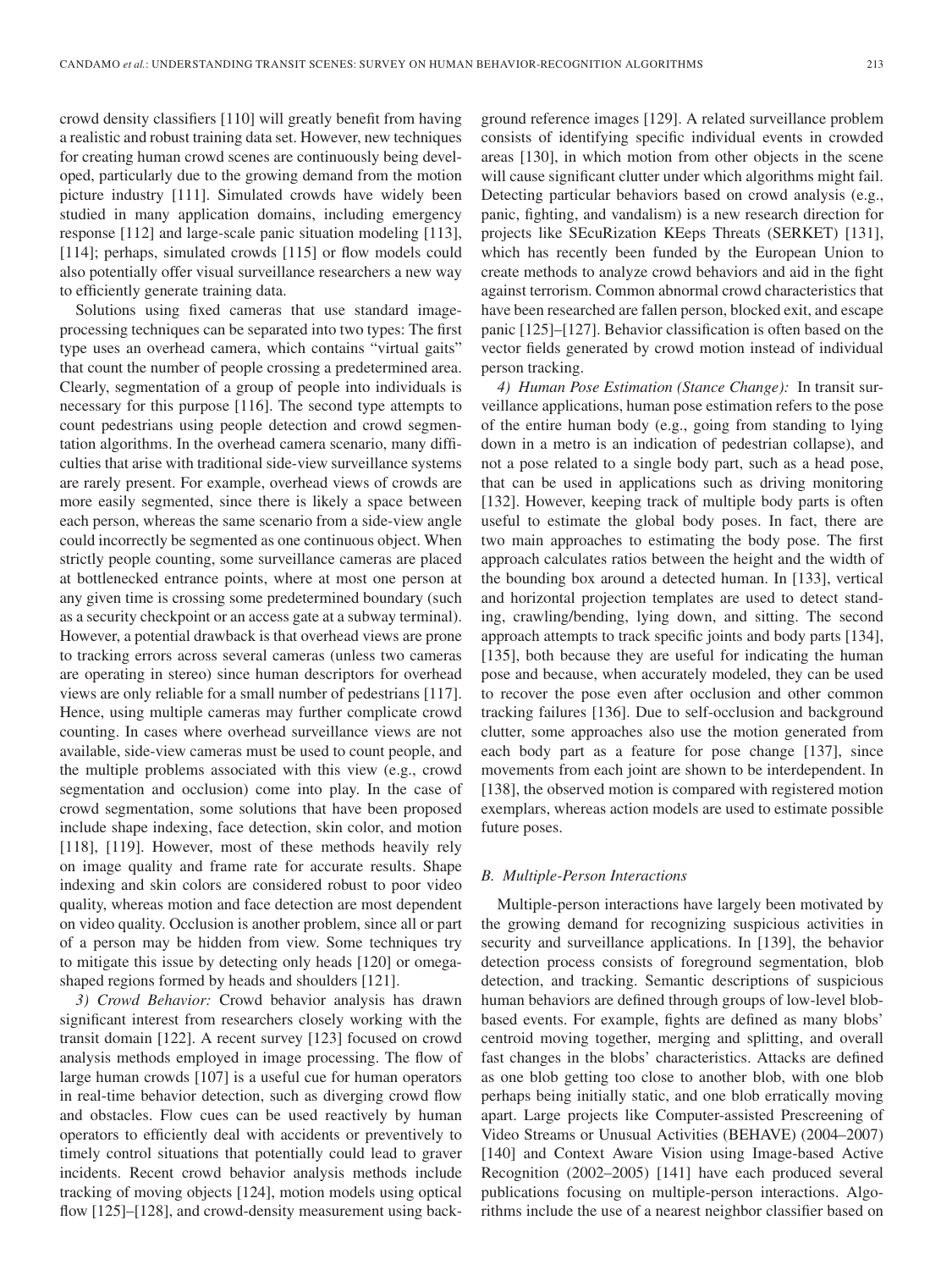crowd density classifiers [110] will greatly benefit from having a realistic and robust training data set. However, new techniques for creating human crowd scenes are continuously being developed, particularly due to the growing demand from the motion picture industry [111]. Simulated crowds have widely been studied in many application domains, including emergency response [112] and large-scale panic situation modeling [113], [114]; perhaps, simulated crowds [115] or flow models could also potentially offer visual surveillance researchers a new way to efficiently generate training data.

Solutions using fixed cameras that use standard image-processing techniques can be separated into two types: The first type uses an overhead camera, which contains "virtual gaits" that count the number of people crossing a predetermined area. Clearly, segmentation of a group of people into individuals is necessary for this purpose [116]. The second type attempts to count pedestrians using people detection and crowd segmentation algorithms. In the overhead camera scenario, many difficulties that arise with traditional side-view surveillance systems are rarely present. For example, overhead views of crowds are more easily segmented, since there is likely a space between each person, whereas the same scenario from a side-view angle could incorrectly be segmented as one continuous object. When strictly people counting, some surveillance cameras are placed at bottlenecked entrance points, where at most one person at any given time is crossing some predetermined boundary (such as a security checkpoint or an access gate at a subway terminal). However, a potential drawback is that overhead views are prone to tracking errors across several cameras (unless two cameras are operating in stereo) since human descriptors for overhead views are only reliable for a small number of pedestrians [117]. Hence, using multiple cameras may further complicate crowd counting. In cases where overhead surveillance views are not available, side-view cameras must be used to count people, and the multiple problems associated with this view (e.g., crowd segmentation and occlusion) come into play. In the case of crowd segmentation, some solutions that have been proposed include shape indexing, face detection, skin color, and motion [118], [119]. However, most of these methods heavily rely on image quality and frame rate for accurate results. Shape indexing and skin colors are considered robust to poor video quality, whereas motion and face detection are most dependent on video quality. Occlusion is another problem, since all or part of a person may be hidden from view. Some techniques try to mitigate this issue by detecting only heads [120] or omega-shaped regions formed by heads and shoulders [121].

*3) Crowd Behavior:* Crowd behavior analysis has drawn significant interest from researchers closely working with the transit domain [122]. A recent survey [123] focused on crowd analysis methods employed in image processing. The flow of large human crowds [107] is a useful cue for human operators in real-time behavior detection, such as diverging crowd flow and obstacles. Flow cues can be used reactively by human operators to efficiently deal with accidents or preventively to timely control situations that potentially could lead to graver incidents. Recent crowd behavior analysis methods include tracking of moving objects [124], motion models using optical flow [125]–[128], and crowd-density measurement using background reference images [129]. A related surveillance problem consists of identifying specific individual events in crowded areas [130], in which motion from other objects in the scene will cause significant clutter under which algorithms might fail. Detecting particular behaviors based on crowd analysis (e.g., panic, fighting, and vandalism) is a new research direction for projects like SEcuRization KEeps Threats (SERKET) [131], which has recently been funded by the European Union to create methods to analyze crowd behaviors and aid in the fight against terrorism. Common abnormal crowd characteristics that have been researched are fallen person, blocked exit, and escape panic [125]–[127]. Behavior classification is often based on the vector fields generated by crowd motion instead of individual person tracking.

*4) Human Pose Estimation (Stance Change):* In transit surveillance applications, human pose estimation refers to the pose of the entire human body (e.g., going from standing to lying down in a metro is an indication of pedestrian collapse), and not a pose related to a single body part, such as a head pose, that can be used in applications such as driving monitoring [132]. However, keeping track of multiple body parts is often useful to estimate the global body poses. In fact, there are two main approaches to estimating the body pose. The first approach calculates ratios between the height and the width of the bounding box around a detected human. In [133], vertical and horizontal projection templates are used to detect standing, crawling/bending, lying down, and sitting. The second approach attempts to track specific joints and body parts [134], [135], both because they are useful for indicating the human pose and because, when accurately modeled, they can be used to recover the pose even after occlusion and other common tracking failures [136]. Due to self-occlusion and background clutter, some approaches also use the motion generated from each body part as a feature for pose change [137], since movements from each joint are shown to be interdependent. In [138], the observed motion is compared with registered motion exemplars, whereas action models are used to estimate possible future poses.

### B. Multiple-Person Interactions

Multiple-person interactions have largely been motivated by the growing demand for recognizing suspicious activities in security and surveillance applications. In [139], the behavior detection process consists of foreground segmentation, blob detection, and tracking. Semantic descriptions of suspicious human behaviors are defined through groups of low-level blob-based events. For example, fights are defined as many blobs' centroid moving together, merging and splitting, and overall fast changes in the blobs' characteristics. Attacks are defined as one blob getting too close to another blob, with one blob perhaps being initially static, and one blob erratically moving apart. Large projects like Computer-assisted Prescreening of Video Streams or Unusual Activities (BEHAVE) (2004–2007) [140] and Context Aware Vision using Image-based Active Recognition (2002–2005) [141] have each produced several publications focusing on multiple-person interactions. Algorithms include the use of a nearest neighbor classifier based on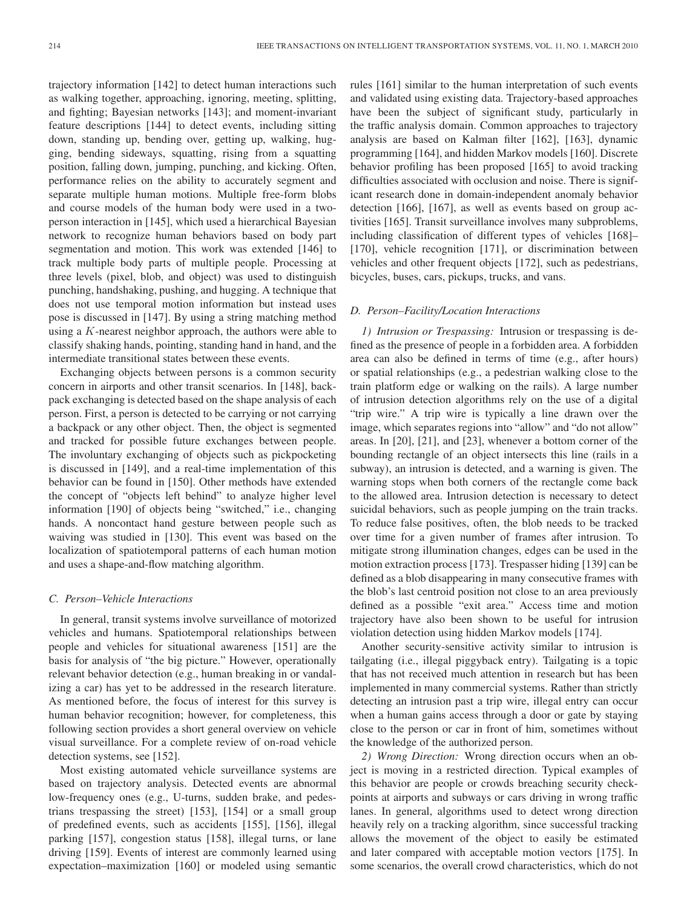trajectory information [142] to detect human interactions such as walking together, approaching, ignoring, meeting, splitting, and fighting; Bayesian networks [143]; and moment-invariant feature descriptions [144] to detect events, including sitting down, standing up, bending over, getting up, walking, hugging, bending sideways, squatting, rising from a squatting position, falling down, jumping, punching, and kicking. Often, performance relies on the ability to accurately segment and separate multiple human motions. Multiple free-form blobs and course models of the human body were used in a two-person interaction in [145], which used a hierarchical Bayesian network to recognize human behaviors based on body part segmentation and motion. This work was extended [146] to track multiple body parts of multiple people. Processing at three levels (pixel, blob, and object) was used to distinguish punching, handshaking, pushing, and hugging. A technique that does not use temporal motion information but instead uses pose is discussed in [147]. By using a string matching method using a $K$-nearest neighbor approach, the authors were able to classify shaking hands, pointing, standing hand in hand, and the intermediate transitional states between these events.

Exchanging objects between persons is a common security concern in airports and other transit scenarios. In [148], backpack exchanging is detected based on the shape analysis of each person. First, a person is detected to be carrying or not carrying a backpack or any other object. Then, the object is segmented and tracked for possible future exchanges between people. The involuntary exchanging of objects such as pickpocketing is discussed in [149], and a real-time implementation of this behavior can be found in [150]. Other methods have extended the concept of "objects left behind" to analyze higher level information [190] of objects being "switched," i.e., changing hands. A noncontact hand gesture between people such as waiving was studied in [130]. This event was based on the localization of spatiotemporal patterns of each human motion and uses a shape-and-flow matching algorithm.

### C. Person–Vehicle Interactions

In general, transit systems involve surveillance of motorized vehicles and humans. Spatiotemporal relationships between people and vehicles for situational awareness [151] are the basis for analysis of "the big picture." However, operationally relevant behavior detection (e.g., human breaking in or vandalizing a car) has yet to be addressed in the research literature. As mentioned before, the focus of interest for this survey is human behavior recognition; however, for completeness, this following section provides a short general overview on vehicle visual surveillance. For a complete review of on-road vehicle detection systems, see [152].

Most existing automated vehicle surveillance systems are based on trajectory analysis. Detected events are abnormal low-frequency ones (e.g., U-turns, sudden brake, and pedestrians trespassing the street) [153], [154] or a small group of predefined events, such as accidents [155], [156], illegal parking [157], congestion status [158], illegal turns, or lane driving [159]. Events of interest are commonly learned using expectation–maximization [160] or modeled using semantic rules [161] similar to the human interpretation of such events and validated using existing data. Trajectory-based approaches have been the subject of significant study, particularly in the traffic analysis domain. Common approaches to trajectory analysis are based on Kalman filter [162], [163], dynamic programming [164], and hidden Markov models [160]. Discrete behavior profiling has been proposed [165] to avoid tracking difficulties associated with occlusion and noise. There is significant research done in domain-independent anomaly behavior detection [166], [167], as well as events based on group activities [165]. Transit surveillance involves many subproblems, including classification of different types of vehicles [168]–[170], vehicle recognition [171], or discrimination between vehicles and other frequent objects [172], such as pedestrians, bicycles, buses, cars, pickups, trucks, and vans.

### D. Person–Facility/Location Interactions

*1) Intrusion or Trespassing:* Intrusion or trespassing is defined as the presence of people in a forbidden area. A forbidden area can also be defined in terms of time (e.g., after hours) or spatial relationships (e.g., a pedestrian walking close to the train platform edge or walking on the rails). A large number of intrusion detection algorithms rely on the use of a digital "trip wire." A trip wire is typically a line drawn over the image, which separates regions into "allow" and "do not allow" areas. In [20], [21], and [23], whenever a bottom corner of the bounding rectangle of an object intersects this line (rails in a subway), an intrusion is detected, and a warning is given. The warning stops when both corners of the rectangle come back to the allowed area. Intrusion detection is necessary to detect suicidal behaviors, such as people jumping on the train tracks. To reduce false positives, often, the blob needs to be tracked over time for a given number of frames after intrusion. To mitigate strong illumination changes, edges can be used in the motion extraction process [173]. Trespasser hiding [139] can be defined as a blob disappearing in many consecutive frames with the blob's last centroid position not close to an area previously defined as a possible "exit area." Access time and motion trajectory have also been shown to be useful for intrusion violation detection using hidden Markov models [174].

Another security-sensitive activity similar to intrusion is tailgating (i.e., illegal piggyback entry). Tailgating is a topic that has not received much attention in research but has been implemented in many commercial systems. Rather than strictly detecting an intrusion past a trip wire, illegal entry can occur when a human gains access through a door or gate by staying close to the person or car in front of him, sometimes without the knowledge of the authorized person.

*2) Wrong Direction:* Wrong direction occurs when an object is moving in a restricted direction. Typical examples of this behavior are people or crowds breaching security checkpoints at airports and subways or cars driving in wrong traffic lanes. In general, algorithms used to detect wrong direction heavily rely on a tracking algorithm, since successful tracking allows the movement of the object to easily be estimated and later compared with acceptable motion vectors [175]. In some scenarios, the overall crowd characteristics, which do not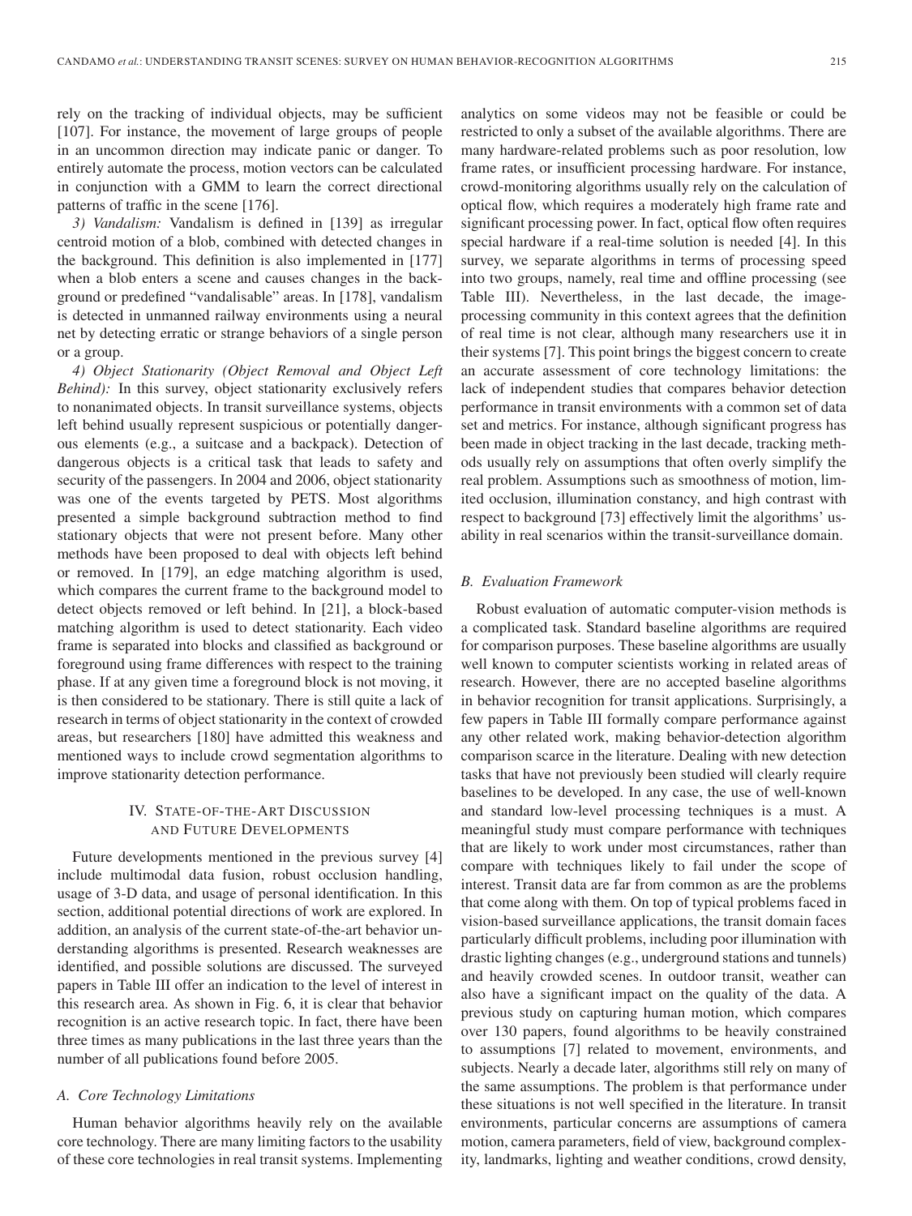rely on the tracking of individual objects, may be sufficient [107]. For instance, the movement of large groups of people in an uncommon direction may indicate panic or danger. To entirely automate the process, motion vectors can be calculated in conjunction with a GMM to learn the correct directional patterns of traffic in the scene [176].

*3) Vandalism:* Vandalism is defined in [139] as irregular centroid motion of a blob, combined with detected changes in the background. This definition is also implemented in [177] when a blob enters a scene and causes changes in the background or predefined "vandalisable" areas. In [178], vandalism is detected in unmanned railway environments using a neural net by detecting erratic or strange behaviors of a single person or a group.

*4) Object Stationarity (Object Removal and Object Left Behind):* In this survey, object stationarity exclusively refers to nonanimated objects. In transit surveillance systems, objects left behind usually represent suspicious or potentially dangerous elements (e.g., a suitcase and a backpack). Detection of dangerous objects is a critical task that leads to safety and security of the passengers. In 2004 and 2006, object stationarity was one of the events targeted by PETS. Most algorithms presented a simple background subtraction method to find stationary objects that were not present before. Many other methods have been proposed to deal with objects left behind or removed. In [179], an edge matching algorithm is used, which compares the current frame to the background model to detect objects removed or left behind. In [21], a block-based matching algorithm is used to detect stationarity. Each video frame is separated into blocks and classified as background or foreground using frame differences with respect to the training phase. If at any given time a foreground block is not moving, it is then considered to be stationary. There is still quite a lack of research in terms of object stationarity in the context of crowded areas, but researchers [180] have admitted this weakness and mentioned ways to include crowd segmentation algorithms to improve stationarity detection performance.

## IV. State-of-the-Art Discussion and Future Developments

Future developments mentioned in the previous survey [4] include multimodal data fusion, robust occlusion handling, usage of 3-D data, and usage of personal identification. In this section, additional potential directions of work are explored. In addition, an analysis of the current state-of-the-art behavior understanding algorithms is presented. Research weaknesses are identified, and possible solutions are discussed. The surveyed papers in Table III offer an indication to the level of interest in this research area. As shown in Fig. 6, it is clear that behavior recognition is an active research topic. In fact, there have been three times as many publications in the last three years than the number of all publications found before 2005.

### A. Core Technology Limitations

Human behavior algorithms heavily rely on the available core technology. There are many limiting factors to the usability of these core technologies in real transit systems. Implementing analytics on some videos may not be feasible or could be restricted to only a subset of the available algorithms. There are many hardware-related problems such as poor resolution, low frame rates, or insufficient processing hardware. For instance, crowd-monitoring algorithms usually rely on the calculation of optical flow, which requires a moderately high frame rate and significant processing power. In fact, optical flow often requires special hardware if a real-time solution is needed [4]. In this survey, we separate algorithms in terms of processing speed into two groups, namely, real time and offline processing (see Table III). Nevertheless, in the last decade, the image-processing community in this context agrees that the definition of real time is not clear, although many researchers use it in their systems [7]. This point brings the biggest concern to create an accurate assessment of core technology limitations: the lack of independent studies that compares behavior detection performance in transit environments with a common set of data set and metrics. For instance, although significant progress has been made in object tracking in the last decade, tracking methods usually rely on assumptions that often overly simplify the real problem. Assumptions such as smoothness of motion, limited occlusion, illumination constancy, and high contrast with respect to background [73] effectively limit the algorithms' usability in real scenarios within the transit-surveillance domain.

### B. Evaluation Framework

Robust evaluation of automatic computer-vision methods is a complicated task. Standard baseline algorithms are required for comparison purposes. These baseline algorithms are usually well known to computer scientists working in related areas of research. However, there are no accepted baseline algorithms in behavior recognition for transit applications. Surprisingly, a few papers in Table III formally compare performance against any other related work, making behavior-detection algorithm comparison scarce in the literature. Dealing with new detection tasks that have not previously been studied will clearly require baselines to be developed. In any case, the use of well-known and standard low-level processing techniques is a must. A meaningful study must compare performance with techniques that are likely to work under most circumstances, rather than compare with techniques likely to fail under the scope of interest. Transit data are far from common as are the problems that come along with them. On top of typical problems faced in vision-based surveillance applications, the transit domain faces particularly difficult problems, including poor illumination with drastic lighting changes (e.g., underground stations and tunnels) and heavily crowded scenes. In outdoor transit, weather can also have a significant impact on the quality of the data. A previous study on capturing human motion, which compares over 130 papers, found algorithms to be heavily constrained to assumptions [7] related to movement, environments, and subjects. Nearly a decade later, algorithms still rely on many of the same assumptions. The problem is that performance under these situations is not well specified in the literature. In transit environments, particular concerns are assumptions of camera motion, camera parameters, field of view, background complexity, landmarks, lighting and weather conditions, crowd density,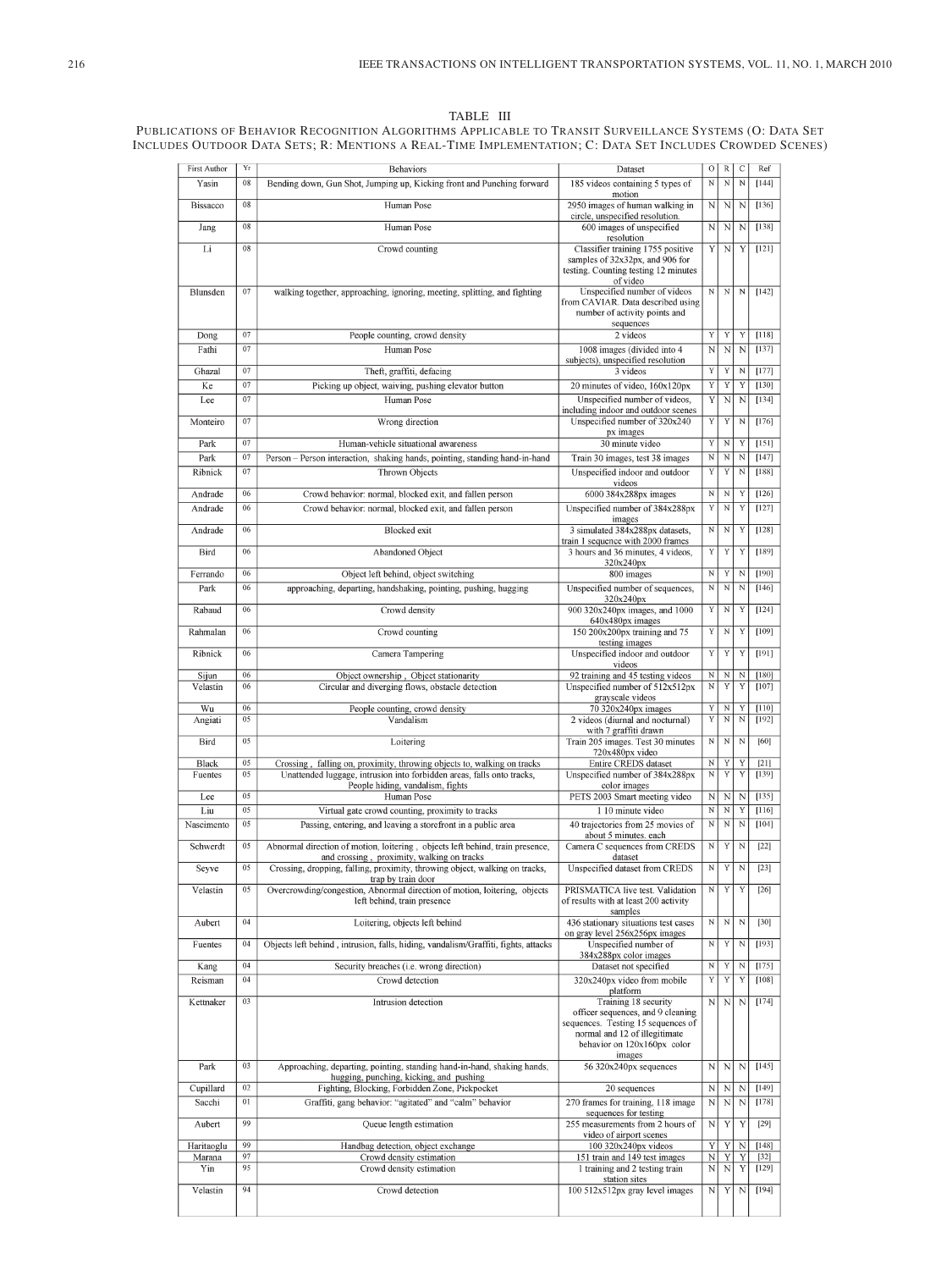TABLE III

PUBLICATIONS OF BEHAVIOR RECOGNITION ALGORITHMS APPLICABLE TO TRANSIT SURVEILLANCE SYSTEMS (O: DATA SET INCLUDES OUTDOOR DATA SETS; R: MENTIONS A REAL-TIME IMPLEMENTATION; C: DATA SET INCLUDES CROWDED SCENES)

| First Author | Yr | Behaviors | Dataset | O | R | C | Ref |
|---|---|---|---|---|---|---|---|
| Yasin | 08 | Bending down, Gun Shot, Jumping up, Kicking front and Punching forward | 185 videos containing 5 types of motion | N | N | N | [144] |
| Bissacco | 08 | Human Pose | 2950 images of human walking in circle, unspecified resolution. | N | N | N | [136] |
| Jang | 08 | Human Pose | 600 images of unspecified resolution | N | N | N | [138] |
| Li | 08 | Crowd counting | Classifier training 1755 positive samples of 32x32px, and 906 for testing. Counting testing 12 minutes of video | Y | N | Y | [121] |
| Blunsden | 07 | walking together, approaching, ignoring, meeting, splitting, and fighting | Unspecified number of videos from CAVIAR. Data described using number of activity points and sequences | N | N | N | [142] |
| Dong | 07 | People counting, crowd density | 2 videos | Y | Y | Y | [118] |
| Fathi | 07 | Human Pose | 1008 images (divided into 4 subjects), unspecified resolution | N | N | N | [137] |
| Ghazal | 07 | Theft, graffiti, defacing | 3 videos | Y | Y | N | [177] |
| Ke | 07 | Picking up object, waiving, pushing elevator button | 20 minutes of video, 160x120px | Y | Y | Y | [130] |
| Lee | 07 | Human Pose | Unspecified number of videos, including indoor and outdoor scenes | Y | N | N | [134] |
| Monteiro | 07 | Wrong direction | Unspecified number of 320x240 px images | Y | Y | N | [176] |
| Park | 07 | Human-vehicle situational awareness | 30 minute video | Y | N | Y | [151] |
| Park | 07 | Person – Person interaction, shaking hands, pointing, standing hand-in-hand | Train 30 images, test 38 images | N | N | N | [147] |
| Ribnick | 07 | Thrown Objects | Unspecified indoor and outdoor videos | Y | Y | N | [188] |
| Andrade | 06 | Crowd behavior: normal, blocked exit, and fallen person | 6000 384x288px images | N | N | Y | [126] |
| Andrade | 06 | Crowd behavior: normal, blocked exit, and fallen person | Unspecified number of 384x288px images | Y | N | Y | [127] |
| Andrade | 06 | Blocked exit | 3 simulated 384x288px datasets, train 1 sequence with 2000 frames | N | N | Y | [128] |
| Bird | 06 | Abandoned Object | 3 hours and 36 minutes, 4 videos, 320x240px | Y | Y | Y | [189] |
| Ferrando | 06 | Object left behind, object switching | 800 images | N | Y | N | [190] |
| Park | 06 | approaching, departing, handshaking, pointing, pushing, hugging | Unspecified number of sequences, 320x240px | N | N | N | [146] |
| Rabaud | 06 | Crowd density | 900 320x240px images, and 1000 640x480px images | Y | N | Y | [124] |
| Rahmalan | 06 | Crowd counting | 150 200x200px training and 75 testing images | Y | N | Y | [109] |
| Ribnick | 06 | Camera Tampering | Unspecified indoor and outdoor videos | Y | Y | Y | [191] |
| Sijun | 06 | Object ownership , Object stationarity | 92 training and 45 testing videos | N | N | N | [180] |
| Velastin | 06 | Circular and diverging flows, obstacle detection | Unspecified number of 512x512px grayscale videos | N | Y | Y | [107] |
| Wu | 06 | People counting, crowd density | 70 320x240px images | Y | N | Y | [110] |
| Angiati | 05 | Vandalism | 2 videos (diurnal and nocturnal) with 7 graffiti drawn | Y | N | N | [192] |
| Bird | 05 | Loitering | Train 205 images. Test 30 minutes 720x480px video | N | N | N | [60] |
| Black | 05 | Crossing , falling on, proximity, throwing objects to, walking on tracks | Entire CREDS dataset | N | Y | Y | [21] |
| Fuentes | 05 | Unattended luggage, intrusion into forbidden areas, falls onto tracks, People hiding, vandalism, fights | Unspecified number of 384x288px color images | N | Y | Y | [139] |
| Lee | 05 | Human Pose | PETS 2003 Smart meeting video | N | N | N | [135] |
| Liu | 05 | Virtual gate crowd counting, proximity to tracks | 1 10 minute video | N | N | Y | [116] |
| Nascimento | 05 | Passing, entering, and leaving a storefront in a public area | 40 trajectories from 25 movies of about 5 minutes. each | N | N | N | [104] |
| Schwerdt | 05 | Abnormal direction of motion, loitering , objects left behind, train presence, and crossing , proximity, walking on tracks | Camera C sequences from CREDS dataset | N | Y | N | [22] |
| Seyve | 05 | Crossing, dropping, falling, proximity, throwing object, walking on tracks, trap by train door | Unspecified dataset from CREDS | N | Y | N | [23] |
| Velastin | 05 | Overcrowding/congestion, Abnormal direction of motion, loitering, objects left behind, train presence | PRISMATICA live test. Validation of results with at least 200 activity samples | N | Y | Y | [26] |
| Aubert | 04 | Loitering, objects left behind | 436 stationary situations test cases on gray level 256x256px images | N | N | N | [30] |
| Fuentes | 04 | Objects left behind , intrusion, falls, hiding, vandalism/Graffiti, fights, attacks | Unspecified number of 384x288px color images | N | Y | N | [193] |
| Kang | 04 | Security breaches (i.e. wrong direction) | Dataset not specified | N | Y | N | [175] |
| Reisman | 04 | Crowd detection | 320x240px video from mobile platform | Y | Y | Y | [108] |
| Kettnaker | 03 | Intrusion detection | Training 18 security officer sequences, and 9 cleaning sequences. Testing 15 sequences of normal and 12 of illegitimate behavior on 120x160px color images | N | N | N | [174] |
| Park | 03 | Approaching, departing, pointing, standing hand-in-hand, shaking hands, hugging, punching, kicking, and pushing | 56 320x240px sequences | N | N | N | [145] |
| Cupillard | 02 | Fighting, Blocking, Forbidden Zone, Pickpocket | 20 sequences | N | N | N | [149] |
| Sacchi | 01 | Graffiti, gang behavior: "agitated" and "calm" behavior | 270 frames for training, 118 image sequences for testing | N | N | N | [178] |
| Aubert | 99 | Queue length estimation | 255 measurements from 2 hours of video of airport scenes | N | Y | Y | [29] |
| Haritaoglu | 99 | Handbag detection, object exchange | 100 320x240px videos | Y | Y | N | [148] |
| Marana | 97 | Crowd density estimation | 151 train and 149 test images | N | Y | Y | [32] |
| Yin | 95 | Crowd density estimation | 1 training and 2 testing train station sites | N | N | Y | [129] |
| Velastin | 94 | Crowd detection | 100 512x512px gray level images | N | Y | N | [194] |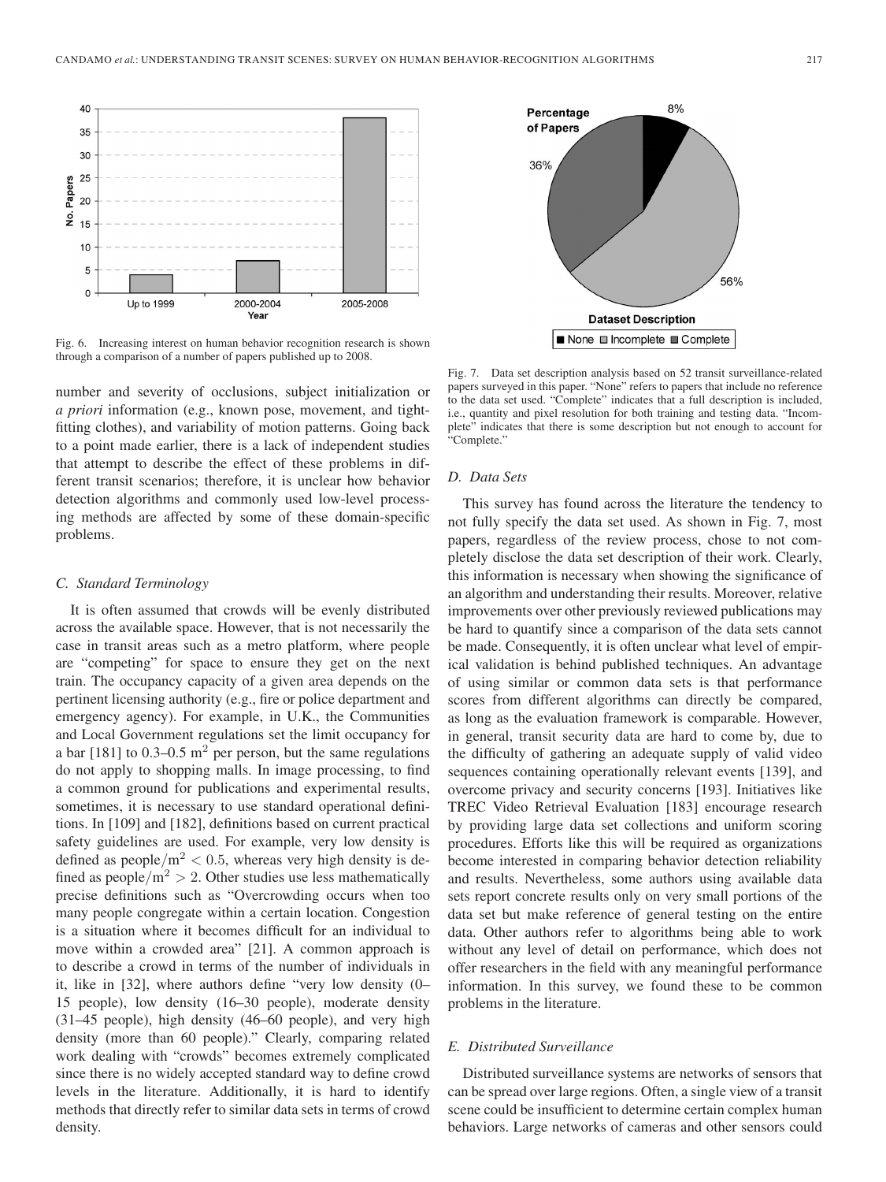Fig. 6. Increasing interest on human behavior recognition research is shown through a comparison of a number of papers published up to 2008.

Fig. 7. Data set description analysis based on 52 transit surveillance-related papers surveyed in this paper. "None" refers to papers that include no reference to the data set used. "Complete" indicates that a full description is included, i.e., quantity and pixel resolution for both training and testing data. "Incomplete" indicates that there is some description but not enough to account for "Complete."

number and severity of occlusions, subject initialization or *a priori* information (e.g., known pose, movement, and tight-fitting clothes), and variability of motion patterns. Going back to a point made earlier, there is a lack of independent studies that attempt to describe the effect of these problems in different transit scenarios; therefore, it is unclear how behavior detection algorithms and commonly used low-level processing methods are affected by some of these domain-specific problems.

### C. Standard Terminology

It is often assumed that crowds will be evenly distributed across the available space. However, that is not necessarily the case in transit areas such as a metro platform, where people are "competing" for space to ensure they get on the next train. The occupancy capacity of a given area depends on the pertinent licensing authority (e.g., fire or police department and emergency agency). For example, in U.K., the Communities and Local Government regulations set the limit occupancy for a bar [181] to 0.3–0.5 $\mathrm{m}^2$ per person, but the same regulations do not apply to shopping malls. In image processing, to find a common ground for publications and experimental results, sometimes, it is necessary to use standard operational definitions. In [109] and [182], definitions based on current practical safety guidelines are used. For example, very low density is defined as $\mathrm{people/m}^2 < 0.5$, whereas very high density is defined as $\mathrm{people/m}^2 > 2$. Other studies use less mathematically precise definitions such as "Overcrowding occurs when too many people congregate within a certain location. Congestion is a situation where it becomes difficult for an individual to move within a crowded area" [21]. A common approach is to describe a crowd in terms of the number of individuals in it, like in [32], where authors define "very low density (0–15 people), low density (16–30 people), moderate density (31–45 people), high density (46–60 people), and very high density (more than 60 people)." Clearly, comparing related work dealing with "crowds" becomes extremely complicated since there is no widely accepted standard way to define crowd levels in the literature. Additionally, it is hard to identify methods that directly refer to similar data sets in terms of crowd density.

### D. Data Sets

This survey has found across the literature the tendency to not fully specify the data set used. As shown in Fig. 7, most papers, regardless of the review process, chose to not completely disclose the data set description of their work. Clearly, this information is necessary when showing the significance of an algorithm and understanding their results. Moreover, relative improvements over other previously reviewed publications may be hard to quantify since a comparison of the data sets cannot be made. Consequently, it is often unclear what level of empirical validation is behind published techniques. An advantage of using similar or common data sets is that performance scores from different algorithms can directly be compared, as long as the evaluation framework is comparable. However, in general, transit security data are hard to come by, due to the difficulty of gathering an adequate supply of valid video sequences containing operationally relevant events [139], and overcome privacy and security concerns [193]. Initiatives like TREC Video Retrieval Evaluation [183] encourage research by providing large data set collections and uniform scoring procedures. Efforts like this will be required as organizations become interested in comparing behavior detection reliability and results. Nevertheless, some authors using available data sets report concrete results only on very small portions of the data set but make reference of general testing on the entire data. Other authors refer to algorithms being able to work without any level of detail on performance, which does not offer researchers in the field with any meaningful performance information. In this survey, we found these to be common problems in the literature.

### E. Distributed Surveillance

Distributed surveillance systems are networks of sensors that can be spread over large regions. Often, a single view of a transit scene could be insufficient to determine certain complex human behaviors. Large networks of cameras and other sensors could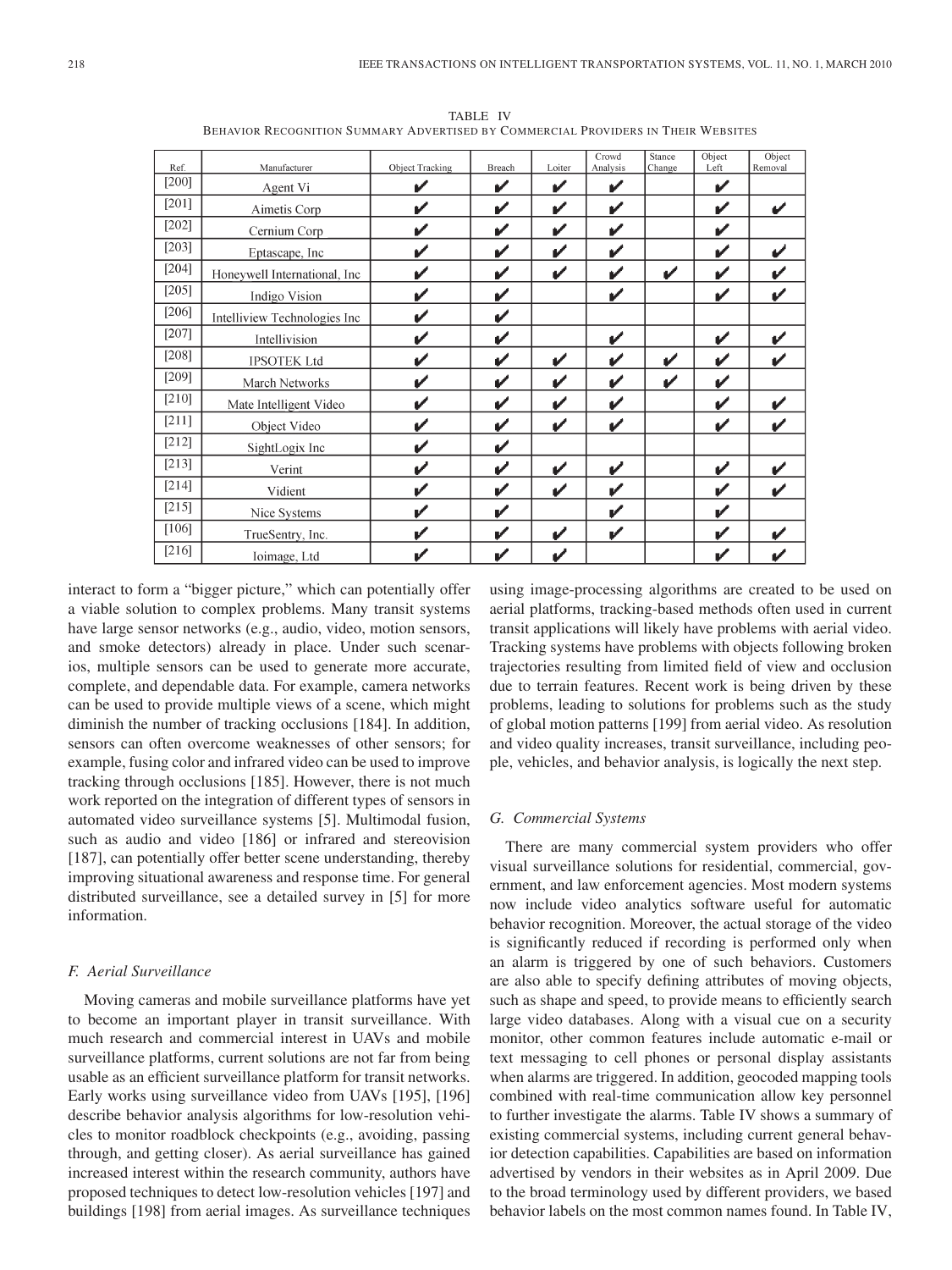TABLE IV
BEHAVIOR RECOGNITION SUMMARY ADVERTISED BY COMMERCIAL PROVIDERS IN THEIR WEBSITES

| Ref. | Manufacturer | Object Tracking | Breach | Loiter | Crowd Analysis | Stance Change | Object Left | Object Removal |
|---|---|---|---|---|---|---|---|---|
| [200] | Agent Vi | ✔ | ✔ | ✔ | ✔ | | ✔ | |
| [201] | Aimetis Corp | ✔ | ✔ | ✔ | ✔ | | ✔ | ✔ |
| [202] | Cernium Corp | ✔ | ✔ | ✔ | ✔ | | ✔ | |
| [203] | Eptascape, Inc | ✔ | ✔ | ✔ | ✔ | | ✔ | ✔ |
| [204] | Honeywell International, Inc | ✔ | ✔ | ✔ | ✔ | ✔ | ✔ | ✔ |
| [205] | Indigo Vision | ✔ | ✔ | | ✔ | | ✔ | ✔ |
| [206] | Intelliview Technologies Inc | ✔ | ✔ | | | | | |
| [207] | Intellivision | ✔ | ✔ | | ✔ | | ✔ | ✔ |
| [208] | IPSOTEK Ltd | ✔ | ✔ | ✔ | ✔ | ✔ | ✔ | ✔ |
| [209] | March Networks | ✔ | ✔ | ✔ | ✔ | ✔ | ✔ | |
| [210] | Mate Intelligent Video | ✔ | ✔ | ✔ | ✔ | | ✔ | ✔ |
| [211] | Object Video | ✔ | ✔ | ✔ | ✔ | | ✔ | ✔ |
| [212] | SightLogix Inc | ✔ | ✔ | | | | | |
| [213] | Verint | ✔ | ✔ | ✔ | ✔ | | ✔ | ✔ |
| [214] | Vidient | ✔ | ✔ | ✔ | ✔ | | ✔ | ✔ |
| [215] | Nice Systems | ✔ | ✔ | | ✔ | | ✔ | |
| [106] | TrueSentry, Inc. | ✔ | ✔ | ✔ | ✔ | | ✔ | ✔ |
| [216] | Ioimage, Ltd | ✔ | ✔ | ✔ | | | ✔ | ✔ |

interact to form a "bigger picture," which can potentially offer a viable solution to complex problems. Many transit systems have large sensor networks (e.g., audio, video, motion sensors, and smoke detectors) already in place. Under such scenarios, multiple sensors can be used to generate more accurate, complete, and dependable data. For example, camera networks can be used to provide multiple views of a scene, which might diminish the number of tracking occlusions [184]. In addition, sensors can often overcome weaknesses of other sensors; for example, fusing color and infrared video can be used to improve tracking through occlusions [185]. However, there is not much work reported on the integration of different types of sensors in automated video surveillance systems [5]. Multimodal fusion, such as audio and video [186] or infrared and stereovision [187], can potentially offer better scene understanding, thereby improving situational awareness and response time. For general distributed surveillance, see a detailed survey in [5] for more information.

### F. Aerial Surveillance

Moving cameras and mobile surveillance platforms have yet to become an important player in transit surveillance. With much research and commercial interest in UAVs and mobile surveillance platforms, current solutions are not far from being usable as an efficient surveillance platform for transit networks. Early works using surveillance video from UAVs [195], [196] describe behavior analysis algorithms for low-resolution vehicles to monitor roadblock checkpoints (e.g., avoiding, passing through, and getting closer). As aerial surveillance has gained increased interest within the research community, authors have proposed techniques to detect low-resolution vehicles [197] and buildings [198] from aerial images. As surveillance techniques using image-processing algorithms are created to be used on aerial platforms, tracking-based methods often used in current transit applications will likely have problems with aerial video. Tracking systems have problems with objects following broken trajectories resulting from limited field of view and occlusion due to terrain features. Recent work is being driven by these problems, leading to solutions for problems such as the study of global motion patterns [199] from aerial video. As resolution and video quality increases, transit surveillance, including people, vehicles, and behavior analysis, is logically the next step.

### G. Commercial Systems

There are many commercial system providers who offer visual surveillance solutions for residential, commercial, government, and law enforcement agencies. Most modern systems now include video analytics software useful for automatic behavior recognition. Moreover, the actual storage of the video is significantly reduced if recording is performed only when an alarm is triggered by one of such behaviors. Customers are also able to specify defining attributes of moving objects, such as shape and speed, to provide means to efficiently search large video databases. Along with a visual cue on a security monitor, other common features include automatic e-mail or text messaging to cell phones or personal display assistants when alarms are triggered. In addition, geocoded mapping tools combined with real-time communication allow key personnel to further investigate the alarms. Table IV shows a summary of existing commercial systems, including current general behavior detection capabilities. Capabilities are based on information advertised by vendors in their websites as in April 2009. Due to the broad terminology used by different providers, we based behavior labels on the most common names found. In Table IV,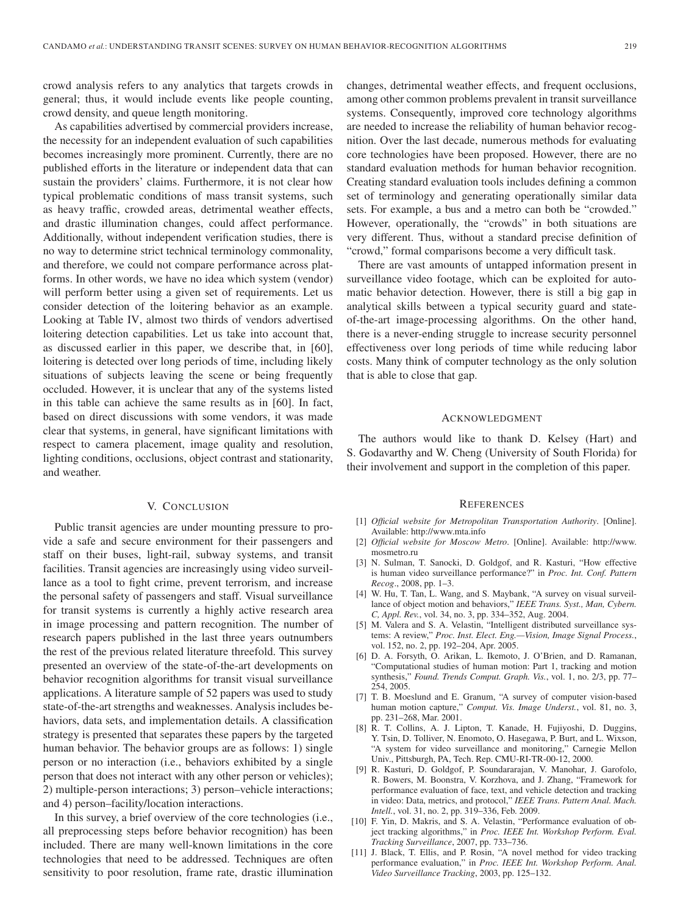crowd analysis refers to any analytics that targets crowds in general; thus, it would include events like people counting, crowd density, and queue length monitoring.

As capabilities advertised by commercial providers increase, the necessity for an independent evaluation of such capabilities becomes increasingly more prominent. Currently, there are no published efforts in the literature or independent data that can sustain the providers' claims. Furthermore, it is not clear how typical problematic conditions of mass transit systems, such as heavy traffic, crowded areas, detrimental weather effects, and drastic illumination changes, could affect performance. Additionally, without independent verification studies, there is no way to determine strict technical terminology commonality, and therefore, we could not compare performance across platforms. In other words, we have no idea which system (vendor) will perform better using a given set of requirements. Let us consider detection of the loitering behavior as an example. Looking at Table IV, almost two thirds of vendors advertised loitering detection capabilities. Let us take into account that, as discussed earlier in this paper, we describe that, in [60], loitering is detected over long periods of time, including likely situations of subjects leaving the scene or being frequently occluded. However, it is unclear that any of the systems listed in this table can achieve the same results as in [60]. In fact, based on direct discussions with some vendors, it was made clear that systems, in general, have significant limitations with respect to camera placement, image quality and resolution, lighting conditions, occlusions, object contrast and stationarity, and weather.

## V. Conclusion

Public transit agencies are under mounting pressure to provide a safe and secure environment for their passengers and staff on their buses, light-rail, subway systems, and transit facilities. Transit agencies are increasingly using video surveillance as a tool to fight crime, prevent terrorism, and increase the personal safety of passengers and staff. Visual surveillance for transit systems is currently a highly active research area in image processing and pattern recognition. The number of research papers published in the last three years outnumbers the rest of the previous related literature threefold. This survey presented an overview of the state-of-the-art developments on behavior recognition algorithms for transit visual surveillance applications. A literature sample of 52 papers was used to study state-of-the-art strengths and weaknesses. Analysis includes behaviors, data sets, and implementation details. A classification strategy is presented that separates these papers by the targeted human behavior. The behavior groups are as follows: 1) single person or no interaction (i.e., behaviors exhibited by a single person that does not interact with any other person or vehicles); 2) multiple-person interactions; 3) person–vehicle interactions; and 4) person–facility/location interactions.

In this survey, a brief overview of the core technologies (i.e., all preprocessing steps before behavior recognition) has been included. There are many well-known limitations in the core technologies that need to be addressed. Techniques are often sensitivity to poor resolution, frame rate, drastic illumination changes, detrimental weather effects, and frequent occlusions, among other common problems prevalent in transit surveillance systems. Consequently, improved core technology algorithms are needed to increase the reliability of human behavior recognition. Over the last decade, numerous methods for evaluating core technologies have been proposed. However, there are no standard evaluation methods for human behavior recognition. Creating standard evaluation tools includes defining a common set of terminology and generating operationally similar data sets. For example, a bus and a metro can both be "crowded." However, operationally, the "crowds" in both situations are very different. Thus, without a standard precise definition of "crowd," formal comparisons become a very difficult task.

There are vast amounts of untapped information present in surveillance video footage, which can be exploited for automatic behavior detection. However, there is still a big gap in analytical skills between a typical security guard and state-of-the-art image-processing algorithms. On the other hand, there is a never-ending struggle to increase security personnel effectiveness over long periods of time while reducing labor costs. Many think of computer technology as the only solution that is able to close that gap.

## Acknowledgment

The authors would like to thank D. Kelsey (Hart) and S. Godavarthy and W. Cheng (University of South Florida) for their involvement and support in the completion of this paper.

## References

[1] *Official website for Metropolitan Transportation Authority*. [Online]. Available: http://www.mta.info

[2] *Official website for Moscow Metro*. [Online]. Available: http://www.mosmetro.ru

[3] N. Sulman, T. Sanocki, D. Goldgof, and R. Kasturi, "How effective is human video surveillance performance?" in *Proc. Int. Conf. Pattern Recog.*, 2008, pp. 1–3.

[4] W. Hu, T. Tan, L. Wang, and S. Maybank, "A survey on visual surveillance of object motion and behaviors," *IEEE Trans. Syst., Man, Cybern. C, Appl. Rev.*, vol. 34, no. 3, pp. 334–352, Aug. 2004.

[5] M. Valera and S. A. Velastin, "Intelligent distributed surveillance systems: A review," *Proc. Inst. Elect. Eng.—Vision, Image Signal Process.*, vol. 152, no. 2, pp. 192–204, Apr. 2005.

[6] D. A. Forsyth, O. Arikan, L. Ikemoto, J. O'Brien, and D. Ramanan, "Computational studies of human motion: Part 1, tracking and motion synthesis," *Found. Trends Comput. Graph. Vis.*, vol. 1, no. 2/3, pp. 77–254, 2005.

[7] T. B. Moeslund and E. Granum, "A survey of computer vision-based human motion capture," *Comput. Vis. Image Underst.*, vol. 81, no. 3, pp. 231–268, Mar. 2001.

[8] R. T. Collins, A. J. Lipton, T. Kanade, H. Fujiyoshi, D. Duggins, Y. Tsin, D. Tolliver, N. Enomoto, O. Hasegawa, P. Burt, and L. Wixson, "A system for video surveillance and monitoring," Carnegie Mellon Univ., Pittsburgh, PA, Tech. Rep. CMU-RI-TR-00-12, 2000.

[9] R. Kasturi, D. Goldgof, P. Soundararajan, V. Manohar, J. Garofolo, R. Bowers, M. Boonstra, V. Korzhova, and J. Zhang, "Framework for performance evaluation of face, text, and vehicle detection and tracking in video: Data, metrics, and protocol," *IEEE Trans. Pattern Anal. Mach. Intell.*, vol. 31, no. 2, pp. 319–336, Feb. 2009.

[10] F. Yin, D. Makris, and S. A. Velastin, "Performance evaluation of object tracking algorithms," in *Proc. IEEE Int. Workshop Perform. Eval. Tracking Surveillance*, 2007, pp. 733–736.

[11] J. Black, T. Ellis, and P. Rosin, "A novel method for video tracking performance evaluation," in *Proc. IEEE Int. Workshop Perform. Anal. Video Surveillance Tracking*, 2003, pp. 125–132.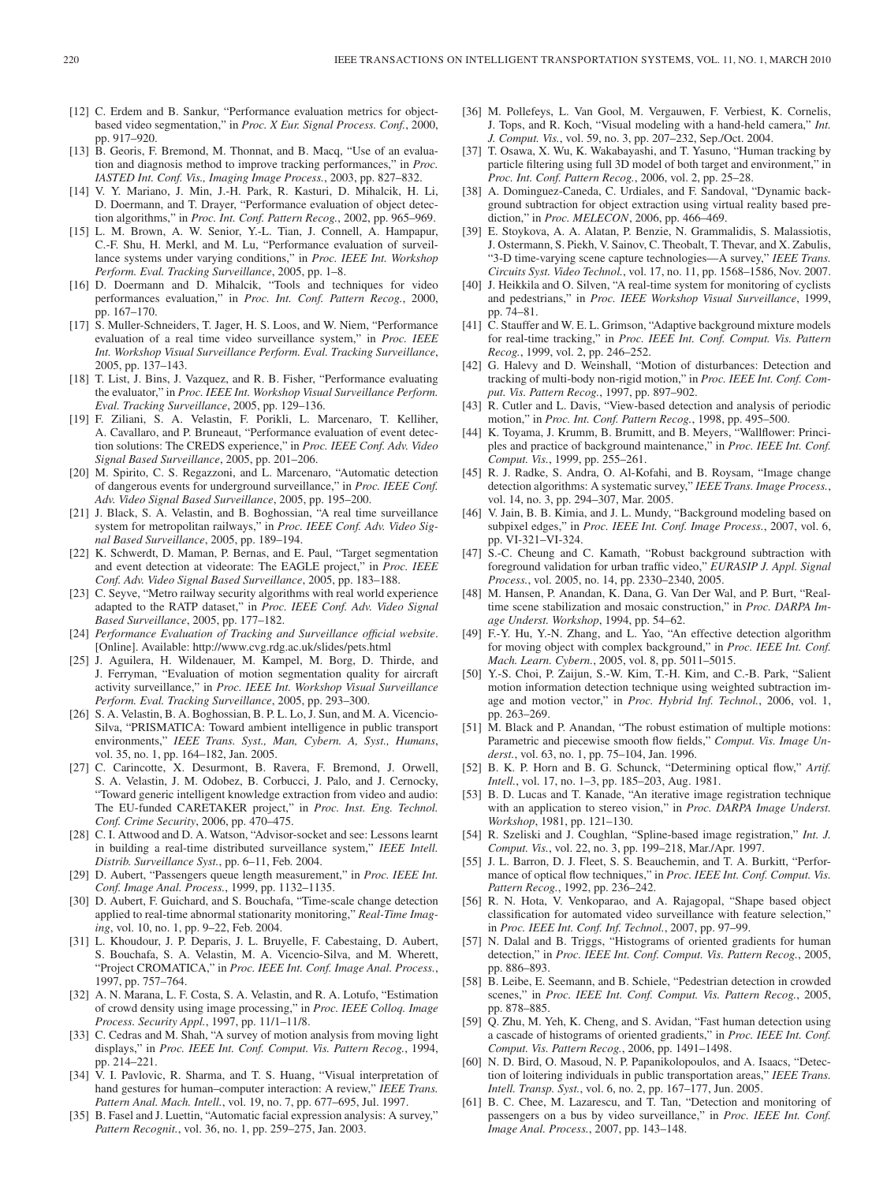[12] C. Erdem and B. Sankur, "Performance evaluation metrics for object-based video segmentation," in *Proc. X Eur. Signal Process. Conf.*, 2000, pp. 917–920.

[13] B. Georis, F. Bremond, M. Thonnat, and B. Macq, "Use of an evaluation and diagnosis method to improve tracking performances," in *Proc. IASTED Int. Conf. Vis., Imaging Image Process.*, 2003, pp. 827–832.

[14] V. Y. Mariano, J. Min, J.-H. Park, R. Kasturi, D. Mihalcik, H. Li, D. Doermann, and T. Drayer, "Performance evaluation of object detection algorithms," in *Proc. Int. Conf. Pattern Recog.*, 2002, pp. 965–969.

[15] L. M. Brown, A. W. Senior, Y.-L. Tian, J. Connell, A. Hampapur, C.-F. Shu, H. Merkl, and M. Lu, "Performance evaluation of surveillance systems under varying conditions," in *Proc. IEEE Int. Workshop Perform. Eval. Tracking Surveillance*, 2005, pp. 1–8.

[16] D. Doermann and D. Mihalcik, "Tools and techniques for video performances evaluation," in *Proc. Int. Conf. Pattern Recog.*, 2000, pp. 167–170.

[17] S. Muller-Schneiders, T. Jager, H. S. Loos, and W. Niem, "Performance evaluation of a real time video surveillance system," in *Proc. IEEE Int. Workshop Visual Surveillance Perform. Eval. Tracking Surveillance*, 2005, pp. 137–143.

[18] T. List, J. Bins, J. Vazquez, and R. B. Fisher, "Performance evaluating the evaluator," in *Proc. IEEE Int. Workshop Visual Surveillance Perform. Eval. Tracking Surveillance*, 2005, pp. 129–136.

[19] F. Ziliani, S. A. Velastin, F. Porikli, L. Marcenaro, T. Kelliher, A. Cavallaro, and P. Bruneaut, "Performance evaluation of event detection solutions: The CREDS experience," in *Proc. IEEE Conf. Adv. Video Signal Based Surveillance*, 2005, pp. 201–206.

[20] M. Spirito, C. S. Regazzoni, and L. Marcenaro, "Automatic detection of dangerous events for underground surveillance," in *Proc. IEEE Conf. Adv. Video Signal Based Surveillance*, 2005, pp. 195–200.

[21] J. Black, S. A. Velastin, and B. Boghossian, "A real time surveillance system for metropolitan railways," in *Proc. IEEE Conf. Adv. Video Signal Based Surveillance*, 2005, pp. 189–194.

[22] K. Schwerdt, D. Maman, P. Bernas, and E. Paul, "Target segmentation and event detection at videorate: The EAGLE project," in *Proc. IEEE Conf. Adv. Video Signal Based Surveillance*, 2005, pp. 183–188.

[23] C. Seyve, "Metro railway security algorithms with real world experience adapted to the RATP dataset," in *Proc. IEEE Conf. Adv. Video Signal Based Surveillance*, 2005, pp. 177–182.

[24] *Performance Evaluation of Tracking and Surveillance official website*. [Online]. Available: http://www.cvg.rdg.ac.uk/slides/pets.html

[25] J. Aguilera, H. Wildenauer, M. Kampel, M. Borg, D. Thirde, and J. Ferryman, "Evaluation of motion segmentation quality for aircraft activity surveillance," in *Proc. IEEE Int. Workshop Visual Surveillance Perform. Eval. Tracking Surveillance*, 2005, pp. 293–300.

[26] S. A. Velastin, B. A. Boghossian, B. P. L. Lo, J. Sun, and M. A. Vicencio-Silva, "PRISMATICA: Toward ambient intelligence in public transport environments," *IEEE Trans. Syst., Man, Cybern. A, Syst., Humans*, vol. 35, no. 1, pp. 164–182, Jan. 2005.

[27] C. Carincotte, X. Desurmont, B. Ravera, F. Bremond, J. Orwell, S. A. Velastin, J. M. Odobez, B. Corbucci, J. Palo, and J. Cernocky, "Toward generic intelligent knowledge extraction from video and audio: The EU-funded CARETAKER project," in *Proc. Inst. Eng. Technol. Conf. Crime Security*, 2006, pp. 470–475.

[28] C. I. Attwood and D. A. Watson, "Advisor-socket and see: Lessons learnt in building a real-time distributed surveillance system," *IEEE Intell. Distrib. Surveillance Syst.*, pp. 6–11, Feb. 2004.

[29] D. Aubert, "Passengers queue length measurement," in *Proc. IEEE Int. Conf. Image Anal. Process.*, 1999, pp. 1132–1135.

[30] D. Aubert, F. Guichard, and S. Bouchafa, "Time-scale change detection applied to real-time abnormal stationarity monitoring," *Real-Time Imaging*, vol. 10, no. 1, pp. 9–22, Feb. 2004.

[31] L. Khoudour, J. P. Deparis, J. L. Bruyelle, F. Cabestaing, D. Aubert, S. Bouchafa, S. A. Velastin, M. A. Vicencio-Silva, and M. Wherett, "Project CROMATICA," in *Proc. IEEE Int. Conf. Image Anal. Process.*, 1997, pp. 757–764.

[32] A. N. Marana, L. F. Costa, S. A. Velastin, and R. A. Lotufo, "Estimation of crowd density using image processing," in *Proc. IEEE Colloq. Image Process. Security Appl.*, 1997, pp. 11/1–11/8.

[33] C. Cedras and M. Shah, "A survey of motion analysis from moving light displays," in *Proc. IEEE Int. Conf. Comput. Vis. Pattern Recog.*, 1994, pp. 214–221.

[34] V. I. Pavlovic, R. Sharma, and T. S. Huang, "Visual interpretation of hand gestures for human–computer interaction: A review," *IEEE Trans. Pattern Anal. Mach. Intell.*, vol. 19, no. 7, pp. 677–695, Jul. 1997.

[35] B. Fasel and J. Luettin, "Automatic facial expression analysis: A survey," *Pattern Recognit.*, vol. 36, no. 1, pp. 259–275, Jan. 2003.

[36] M. Pollefeys, L. Van Gool, M. Vergauwen, F. Verbiest, K. Cornelis, J. Tops, and R. Koch, "Visual modeling with a hand-held camera," *Int. J. Comput. Vis.*, vol. 59, no. 3, pp. 207–232, Sep./Oct. 2004.

[37] T. Osawa, X. Wu, K. Wakabayashi, and T. Yasuno, "Human tracking by particle filtering using full 3D model of both target and environment," in *Proc. Int. Conf. Pattern Recog.*, 2006, vol. 2, pp. 25–28.

[38] A. Dominguez-Caneda, C. Urdiales, and F. Sandoval, "Dynamic background subtraction for object extraction using virtual reality based prediction," in *Proc. MELECON*, 2006, pp. 466–469.

[39] E. Stoykova, A. A. Alatan, P. Benzie, N. Grammalidis, S. Malassiotis, J. Ostermann, S. Piekh, V. Sainov, C. Theobalt, T. Thevar, and X. Zabulis, "3-D time-varying scene capture technologies—A survey," *IEEE Trans. Circuits Syst. Video Technol.*, vol. 17, no. 11, pp. 1568–1586, Nov. 2007.

[40] J. Heikkila and O. Silven, "A real-time system for monitoring of cyclists and pedestrians," in *Proc. IEEE Workshop Visual Surveillance*, 1999, pp. 74–81.

[41] C. Stauffer and W. E. L. Grimson, "Adaptive background mixture models for real-time tracking," in *Proc. IEEE Int. Conf. Comput. Vis. Pattern Recog.*, 1999, vol. 2, pp. 246–252.

[42] G. Halevy and D. Weinshall, "Motion of disturbances: Detection and tracking of multi-body non-rigid motion," in *Proc. IEEE Int. Conf. Comput. Vis. Pattern Recog.*, 1997, pp. 897–902.

[43] R. Cutler and L. Davis, "View-based detection and analysis of periodic motion," in *Proc. Int. Conf. Pattern Recog.*, 1998, pp. 495–500.

[44] K. Toyama, J. Krumm, B. Brumitt, and B. Meyers, "Wallflower: Principles and practice of background maintenance," in *Proc. IEEE Int. Conf. Comput. Vis.*, 1999, pp. 255–261.

[45] R. J. Radke, S. Andra, O. Al-Kofahi, and B. Roysam, "Image change detection algorithms: A systematic survey," *IEEE Trans. Image Process.*, vol. 14, no. 3, pp. 294–307, Mar. 2005.

[46] V. Jain, B. B. Kimia, and J. L. Mundy, "Background modeling based on subpixel edges," in *Proc. IEEE Int. Conf. Image Process.*, 2007, vol. 6, pp. VI-321–VI-324.

[47] S.-C. Cheung and C. Kamath, "Robust background subtraction with foreground validation for urban traffic video," *EURASIP J. Appl. Signal Process.*, vol. 2005, no. 14, pp. 2330–2340, 2005.

[48] M. Hansen, P. Anandan, K. Dana, G. Van Der Wal, and P. Burt, "Real-time scene stabilization and mosaic construction," in *Proc. DARPA Image Underst. Workshop*, 1994, pp. 54–62.

[49] F.-Y. Hu, Y.-N. Zhang, and L. Yao, "An effective detection algorithm for moving object with complex background," in *Proc. IEEE Int. Conf. Mach. Learn. Cybern.*, 2005, vol. 8, pp. 5011–5015.

[50] Y.-S. Choi, P. Zaijun, S.-W. Kim, T.-H. Kim, and C.-B. Park, "Salient motion information detection technique using weighted subtraction image and motion vector," in *Proc. Hybrid Inf. Technol.*, 2006, vol. 1, pp. 263–269.

[51] M. Black and P. Anandan, "The robust estimation of multiple motions: Parametric and piecewise smooth flow fields," *Comput. Vis. Image Underst.*, vol. 63, no. 1, pp. 75–104, Jan. 1996.

[52] B. K. P. Horn and B. G. Schunck, "Determining optical flow," *Artif. Intell.*, vol. 17, no. 1–3, pp. 185–203, Aug. 1981.

[53] B. D. Lucas and T. Kanade, "An iterative image registration technique with an application to stereo vision," in *Proc. DARPA Image Underst. Workshop*, 1981, pp. 121–130.

[54] R. Szeliski and J. Coughlan, "Spline-based image registration," *Int. J. Comput. Vis.*, vol. 22, no. 3, pp. 199–218, Mar./Apr. 1997.

[55] J. L. Barron, D. J. Fleet, S. S. Beauchemin, and T. A. Burkitt, "Performance of optical flow techniques," in *Proc. IEEE Int. Conf. Comput. Vis. Pattern Recog.*, 1992, pp. 236–242.

[56] R. N. Hota, V. Venkoparao, and A. Rajagopal, "Shape based object classification for automated video surveillance with feature selection," in *Proc. IEEE Int. Conf. Inf. Technol.*, 2007, pp. 97–99.

[57] N. Dalal and B. Triggs, "Histograms of oriented gradients for human detection," in *Proc. IEEE Int. Conf. Comput. Vis. Pattern Recog.*, 2005, pp. 886–893.

[58] B. Leibe, E. Seemann, and B. Schiele, "Pedestrian detection in crowded scenes," in *Proc. IEEE Int. Conf. Comput. Vis. Pattern Recog.*, 2005, pp. 878–885.

[59] Q. Zhu, M. Yeh, K. Cheng, and S. Avidan, "Fast human detection using a cascade of histograms of oriented gradients," in *Proc. IEEE Int. Conf. Comput. Vis. Pattern Recog.*, 2006, pp. 1491–1498.

[60] N. D. Bird, O. Masoud, N. P. Papanikolopoulos, and A. Isaacs, "Detection of loitering individuals in public transportation areas," *IEEE Trans. Intell. Transp. Syst.*, vol. 6, no. 2, pp. 167–177, Jun. 2005.

[61] B. C. Chee, M. Lazarescu, and T. Tan, "Detection and monitoring of passengers on a bus by video surveillance," in *Proc. IEEE Int. Conf. Image Anal. Process.*, 2007, pp. 143–148.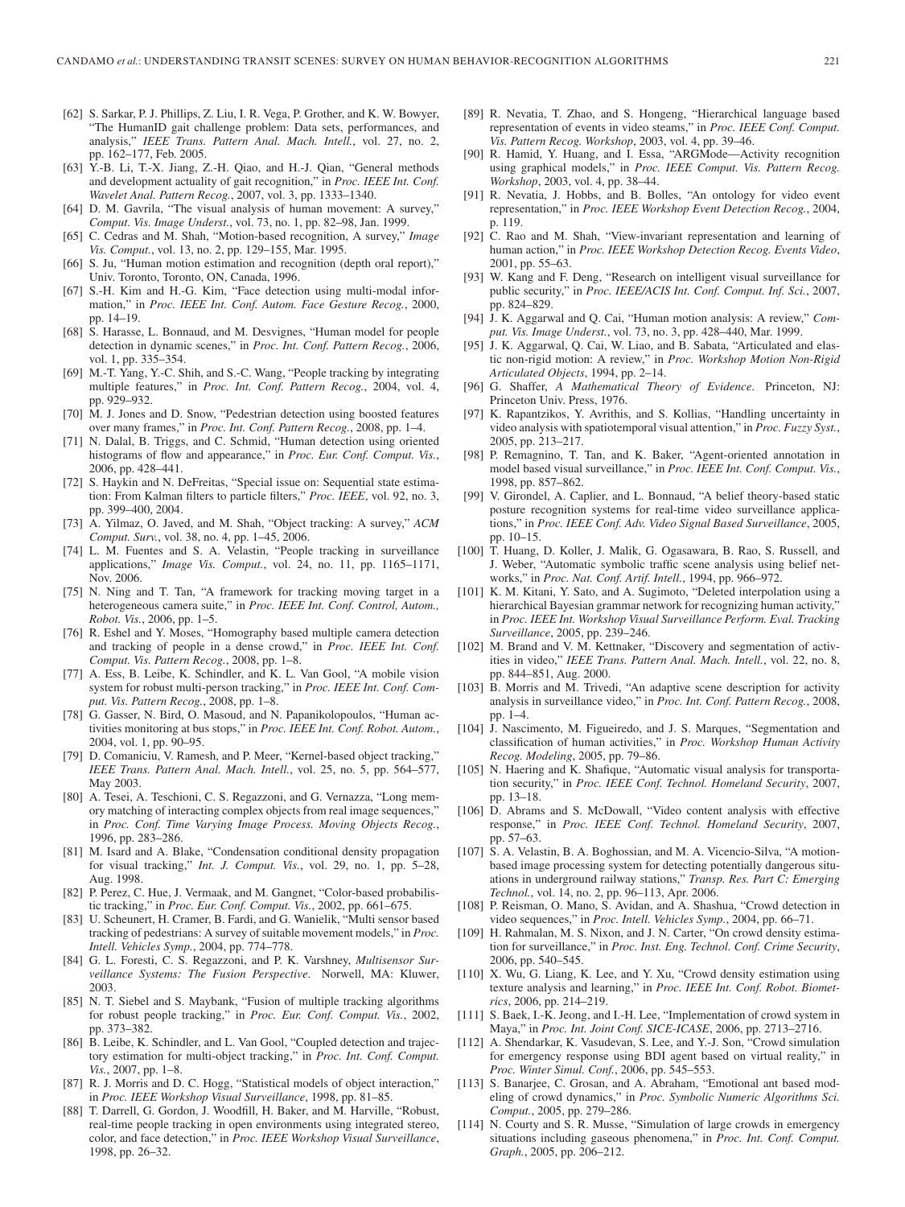[62] S. Sarkar, P. J. Phillips, Z. Liu, I. R. Vega, P. Grother, and K. W. Bowyer, "The HumanID gait challenge problem: Data sets, performances, and analysis," *IEEE Trans. Pattern Anal. Mach. Intell.*, vol. 27, no. 2, pp. 162–177, Feb. 2005.

[63] Y.-B. Li, T.-X. Jiang, Z.-H. Qiao, and H.-J. Qian, "General methods and development actuality of gait recognition," in *Proc. IEEE Int. Conf. Wavelet Anal. Pattern Recog.*, 2007, vol. 3, pp. 1333–1340.

[64] D. M. Gavrila, "The visual analysis of human movement: A survey," *Comput. Vis. Image Underst.*, vol. 73, no. 1, pp. 82–98, Jan. 1999.

[65] C. Cedras and M. Shah, "Motion-based recognition, A survey," *Image Vis. Comput.*, vol. 13, no. 2, pp. 129–155, Mar. 1995.

[66] S. Ju, "Human motion estimation and recognition (depth oral report)," Univ. Toronto, Toronto, ON, Canada, 1996.

[67] S.-H. Kim and H.-G. Kim, "Face detection using multi-modal information," in *Proc. IEEE Int. Conf. Autom. Face Gesture Recog.*, 2000, pp. 14–19.

[68] S. Harasse, L. Bonnaud, and M. Desvignes, "Human model for people detection in dynamic scenes," in *Proc. Int. Conf. Pattern Recog.*, 2006, vol. 1, pp. 335–354.

[69] M.-T. Yang, Y.-C. Shih, and S.-C. Wang, "People tracking by integrating multiple features," in *Proc. Int. Conf. Pattern Recog.*, 2004, vol. 4, pp. 929–932.

[70] M. J. Jones and D. Snow, "Pedestrian detection using boosted features over many frames," in *Proc. Int. Conf. Pattern Recog.*, 2008, pp. 1–4.

[71] N. Dalal, B. Triggs, and C. Schmid, "Human detection using oriented histograms of flow and appearance," in *Proc. Eur. Conf. Comput. Vis.*, 2006, pp. 428–441.

[72] S. Haykin and N. DeFreitas, "Special issue on: Sequential state estimation: From Kalman filters to particle filters," *Proc. IEEE*, vol. 92, no. 3, pp. 399–400, 2004.

[73] A. Yilmaz, O. Javed, and M. Shah, "Object tracking: A survey," *ACM Comput. Surv.*, vol. 38, no. 4, pp. 1–45, 2006.

[74] L. M. Fuentes and S. A. Velastin, "People tracking in surveillance applications," *Image Vis. Comput.*, vol. 24, no. 11, pp. 1165–1171, Nov. 2006.

[75] N. Ning and T. Tan, "A framework for tracking moving target in a heterogeneous camera suite," in *Proc. IEEE Int. Conf. Control, Autom., Robot. Vis.*, 2006, pp. 1–5.

[76] R. Eshel and Y. Moses, "Homography based multiple camera detection and tracking of people in a dense crowd," in *Proc. IEEE Int. Conf. Comput. Vis. Pattern Recog.*, 2008, pp. 1–8.

[77] A. Ess, B. Leibe, K. Schindler, and K. L. Van Gool, "A mobile vision system for robust multi-person tracking," in *Proc. IEEE Int. Conf. Comput. Vis. Pattern Recog.*, 2008, pp. 1–8.

[78] G. Gasser, N. Bird, O. Masoud, and N. Papanikolopoulos, "Human activities monitoring at bus stops," in *Proc. IEEE Int. Conf. Robot. Autom.*, 2004, vol. 1, pp. 90–95.

[79] D. Comaniciu, V. Ramesh, and P. Meer, "Kernel-based object tracking," *IEEE Trans. Pattern Anal. Mach. Intell.*, vol. 25, no. 5, pp. 564–577, May 2003.

[80] A. Tesei, A. Teschioni, C. S. Regazzoni, and G. Vernazza, "Long memory matching of interacting complex objects from real image sequences," in *Proc. Conf. Time Varying Image Process. Moving Objects Recog.*, 1996, pp. 283–286.

[81] M. Isard and A. Blake, "Condensation conditional density propagation for visual tracking," *Int. J. Comput. Vis.*, vol. 29, no. 1, pp. 5–28, Aug. 1998.

[82] P. Perez, C. Hue, J. Vermaak, and M. Gangnet, "Color-based probabilistic tracking," in *Proc. Eur. Conf. Comput. Vis.*, 2002, pp. 661–675.

[83] U. Scheunert, H. Cramer, B. Fardi, and G. Wanielik, "Multi sensor based tracking of pedestrians: A survey of suitable movement models," in *Proc. Intell. Vehicles Symp.*, 2004, pp. 774–778.

[84] G. L. Foresti, C. S. Regazzoni, and P. K. Varshney, *Multisensor Surveillance Systems: The Fusion Perspective*. Norwell, MA: Kluwer, 2003.

[85] N. T. Siebel and S. Maybank, "Fusion of multiple tracking algorithms for robust people tracking," in *Proc. Eur. Conf. Comput. Vis.*, 2002, pp. 373–382.

[86] B. Leibe, K. Schindler, and L. Van Gool, "Coupled detection and trajectory estimation for multi-object tracking," in *Proc. Int. Conf. Comput. Vis.*, 2007, pp. 1–8.

[87] R. J. Morris and D. C. Hogg, "Statistical models of object interaction," in *Proc. IEEE Workshop Visual Surveillance*, 1998, pp. 81–85.

[88] T. Darrell, G. Gordon, J. Woodfill, H. Baker, and M. Harville, "Robust, real-time people tracking in open environments using integrated stereo, color, and face detection," in *Proc. IEEE Workshop Visual Surveillance*, 1998, pp. 26–32.

[89] R. Nevatia, T. Zhao, and S. Hongeng, "Hierarchical language based representation of events in video steams," in *Proc. IEEE Conf. Comput. Vis. Pattern Recog. Workshop*, 2003, vol. 4, pp. 39–46.

[90] R. Hamid, Y. Huang, and I. Essa, "ARGMode—Activity recognition using graphical models," in *Proc. IEEE Comput. Vis. Pattern Recog. Workshop*, 2003, vol. 4, pp. 38–44.

[91] R. Nevatia, J. Hobbs, and B. Bolles, "An ontology for video event representation," in *Proc. IEEE Workshop Event Detection Recog.*, 2004, p. 119.

[92] C. Rao and M. Shah, "View-invariant representation and learning of human action," in *Proc. IEEE Workshop Detection Recog. Events Video*, 2001, pp. 55–63.

[93] W. Kang and F. Deng, "Research on intelligent visual surveillance for public security," in *Proc. IEEE/ACIS Int. Conf. Comput. Inf. Sci.*, 2007, pp. 824–829.

[94] J. K. Aggarwal and Q. Cai, "Human motion analysis: A review," *Comput. Vis. Image Underst.*, vol. 73, no. 3, pp. 428–440, Mar. 1999.

[95] J. K. Aggarwal, Q. Cai, W. Liao, and B. Sabata, "Articulated and elastic non-rigid motion: A review," in *Proc. Workshop Motion Non-Rigid Articulated Objects*, 1994, pp. 2–14.

[96] G. Shaffer, *A Mathematical Theory of Evidence*. Princeton, NJ: Princeton Univ. Press, 1976.

[97] K. Rapantzikos, Y. Avrithis, and S. Kollias, "Handling uncertainty in video analysis with spatiotemporal visual attention," in *Proc. Fuzzy Syst.*, 2005, pp. 213–217.

[98] P. Remagnino, T. Tan, and K. Baker, "Agent-oriented annotation in model based visual surveillance," in *Proc. IEEE Int. Conf. Comput. Vis.*, 1998, pp. 857–862.

[99] V. Girondel, A. Caplier, and L. Bonnaud, "A belief theory-based static posture recognition systems for real-time video surveillance applications," in *Proc. IEEE Conf. Adv. Video Signal Based Surveillance*, 2005, pp. 10–15.

[100] T. Huang, D. Koller, J. Malik, G. Ogasawara, B. Rao, S. Russell, and J. Weber, "Automatic symbolic traffic scene analysis using belief networks," in *Proc. Nat. Conf. Artif. Intell.*, 1994, pp. 966–972.

[101] K. M. Kitani, Y. Sato, and A. Sugimoto, "Deleted interpolation using a hierarchical Bayesian grammar network for recognizing human activity," in *Proc. IEEE Int. Workshop Visual Surveillance Perform. Eval. Tracking Surveillance*, 2005, pp. 239–246.

[102] M. Brand and V. M. Kettnaker, "Discovery and segmentation of activities in video," *IEEE Trans. Pattern Anal. Mach. Intell.*, vol. 22, no. 8, pp. 844–851, Aug. 2000.

[103] B. Morris and M. Trivedi, "An adaptive scene description for activity analysis in surveillance video," in *Proc. Int. Conf. Pattern Recog.*, 2008, pp. 1–4.

[104] J. Nascimento, M. Figueiredo, and J. S. Marques, "Segmentation and classification of human activities," in *Proc. Workshop Human Activity Recog. Modeling*, 2005, pp. 79–86.

[105] N. Haering and K. Shafique, "Automatic visual analysis for transportation security," in *Proc. IEEE Conf. Technol. Homeland Security*, 2007, pp. 13–18.

[106] D. Abrams and S. McDowall, "Video content analysis with effective response," in *Proc. IEEE Conf. Technol. Homeland Security*, 2007, pp. 57–63.

[107] S. A. Velastin, B. A. Boghossian, and M. A. Vicencio-Silva, "A motion-based image processing system for detecting potentially dangerous situations in underground railway stations," *Transp. Res. Part C: Emerging Technol.*, vol. 14, no. 2, pp. 96–113, Apr. 2006.

[108] P. Reisman, O. Mano, S. Avidan, and A. Shashua, "Crowd detection in video sequences," in *Proc. Intell. Vehicles Symp.*, 2004, pp. 66–71.

[109] H. Rahmalan, M. S. Nixon, and J. N. Carter, "On crowd density estimation for surveillance," in *Proc. Inst. Eng. Technol. Conf. Crime Security*, 2006, pp. 540–545.

[110] X. Wu, G. Liang, K. Lee, and Y. Xu, "Crowd density estimation using texture analysis and learning," in *Proc. IEEE Int. Conf. Robot. Biometrics*, 2006, pp. 214–219.

[111] S. Baek, I.-K. Jeong, and I.-H. Lee, "Implementation of crowd system in Maya," in *Proc. Int. Joint Conf. SICE-ICASE*, 2006, pp. 2713–2716.

[112] A. Shendarkar, K. Vasudevan, S. Lee, and Y.-J. Son, "Crowd simulation for emergency response using BDI agent based on virtual reality," in *Proc. Winter Simul. Conf.*, 2006, pp. 545–553.

[113] S. Banarjee, C. Grosan, and A. Abraham, "Emotional ant based modeling of crowd dynamics," in *Proc. Symbolic Numeric Algorithms Sci. Comput.*, 2005, pp. 279–286.

[114] N. Courty and S. R. Musse, "Simulation of large crowds in emergency situations including gaseous phenomena," in *Proc. Int. Conf. Comput. Graph.*, 2005, pp. 206–212.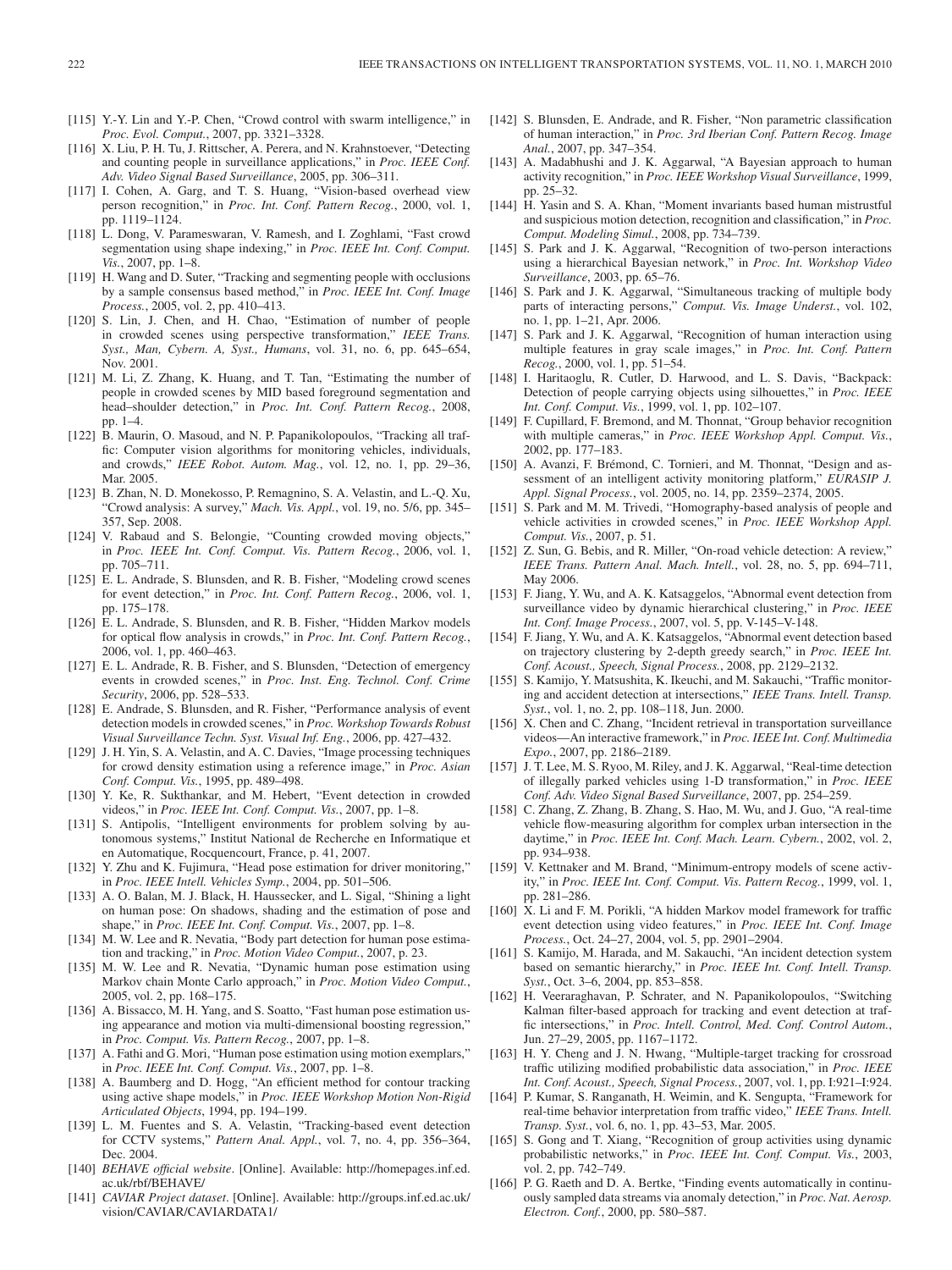[115] Y.-Y. Lin and Y.-P. Chen, "Crowd control with swarm intelligence," in *Proc. Evol. Comput.*, 2007, pp. 3321–3328.

[116] X. Liu, P. H. Tu, J. Rittscher, A. Perera, and N. Krahnstoever, "Detecting and counting people in surveillance applications," in *Proc. IEEE Conf. Adv. Video Signal Based Surveillance*, 2005, pp. 306–311.

[117] I. Cohen, A. Garg, and T. S. Huang, "Vision-based overhead view person recognition," in *Proc. Int. Conf. Pattern Recog.*, 2000, vol. 1, pp. 1119–1124.

[118] L. Dong, V. Parameswaran, V. Ramesh, and I. Zoghlami, "Fast crowd segmentation using shape indexing," in *Proc. IEEE Int. Conf. Comput. Vis.*, 2007, pp. 1–8.

[119] H. Wang and D. Suter, "Tracking and segmenting people with occlusions by a sample consensus based method," in *Proc. IEEE Int. Conf. Image Process.*, 2005, vol. 2, pp. 410–413.

[120] S. Lin, J. Chen, and H. Chao, "Estimation of number of people in crowded scenes using perspective transformation," *IEEE Trans. Syst., Man, Cybern. A, Syst., Humans*, vol. 31, no. 6, pp. 645–654, Nov. 2001.

[121] M. Li, Z. Zhang, K. Huang, and T. Tan, "Estimating the number of people in crowded scenes by MID based foreground segmentation and head–shoulder detection," in *Proc. Int. Conf. Pattern Recog.*, 2008, pp. 1–4.

[122] B. Maurin, O. Masoud, and N. P. Papanikolopoulos, "Tracking all traffic: Computer vision algorithms for monitoring vehicles, individuals, and crowds," *IEEE Robot. Autom. Mag.*, vol. 12, no. 1, pp. 29–36, Mar. 2005.

[123] B. Zhan, N. D. Monekosso, P. Remagnino, S. A. Velastin, and L.-Q. Xu, "Crowd analysis: A survey," *Mach. Vis. Appl.*, vol. 19, no. 5/6, pp. 345–357, Sep. 2008.

[124] V. Rabaud and S. Belongie, "Counting crowded moving objects," in *Proc. IEEE Int. Conf. Comput. Vis. Pattern Recog.*, 2006, vol. 1, pp. 705–711.

[125] E. L. Andrade, S. Blunsden, and R. B. Fisher, "Modeling crowd scenes for event detection," in *Proc. Int. Conf. Pattern Recog.*, 2006, vol. 1, pp. 175–178.

[126] E. L. Andrade, S. Blunsden, and R. B. Fisher, "Hidden Markov models for optical flow analysis in crowds," in *Proc. Int. Conf. Pattern Recog.*, 2006, vol. 1, pp. 460–463.

[127] E. L. Andrade, R. B. Fisher, and S. Blunsden, "Detection of emergency events in crowded scenes," in *Proc. Inst. Eng. Technol. Conf. Crime Security*, 2006, pp. 528–533.

[128] E. Andrade, S. Blunsden, and R. Fisher, "Performance analysis of event detection models in crowded scenes," in *Proc. Workshop Towards Robust Visual Surveillance Techn. Syst. Visual Inf. Eng.*, 2006, pp. 427–432.

[129] J. H. Yin, S. A. Velastin, and A. C. Davies, "Image processing techniques for crowd density estimation using a reference image," in *Proc. Asian Conf. Comput. Vis.*, 1995, pp. 489–498.

[130] Y. Ke, R. Sukthankar, and M. Hebert, "Event detection in crowded videos," in *Proc. IEEE Int. Conf. Comput. Vis.*, 2007, pp. 1–8.

[131] S. Antipolis, "Intelligent environments for problem solving by autonomous systems," Institut National de Recherche en Informatique et en Automatique, Rocquencourt, France, p. 41, 2007.

[132] Y. Zhu and K. Fujimura, "Head pose estimation for driver monitoring," in *Proc. IEEE Intell. Vehicles Symp.*, 2004, pp. 501–506.

[133] A. O. Balan, M. J. Black, H. Haussecker, and L. Sigal, "Shining a light on human pose: On shadows, shading and the estimation of pose and shape," in *Proc. IEEE Int. Conf. Comput. Vis.*, 2007, pp. 1–8.

[134] M. W. Lee and R. Nevatia, "Body part detection for human pose estimation and tracking," in *Proc. Motion Video Comput.*, 2007, p. 23.

[135] M. W. Lee and R. Nevatia, "Dynamic human pose estimation using Markov chain Monte Carlo approach," in *Proc. Motion Video Comput.*, 2005, vol. 2, pp. 168–175.

[136] A. Bissacco, M. H. Yang, and S. Soatto, "Fast human pose estimation using appearance and motion via multi-dimensional boosting regression," in *Proc. Comput. Vis. Pattern Recog.*, 2007, pp. 1–8.

[137] A. Fathi and G. Mori, "Human pose estimation using motion exemplars," in *Proc. IEEE Int. Conf. Comput. Vis.*, 2007, pp. 1–8.

[138] A. Baumberg and D. Hogg, "An efficient method for contour tracking using active shape models," in *Proc. IEEE Workshop Motion Non-Rigid Articulated Objects*, 1994, pp. 194–199.

[139] L. M. Fuentes and S. A. Velastin, "Tracking-based event detection for CCTV systems," *Pattern Anal. Appl.*, vol. 7, no. 4, pp. 356–364, Dec. 2004.

[140] *BEHAVE official website*. [Online]. Available: http://homepages.inf.ed.ac.uk/rbf/BEHAVE/

[141] *CAVIAR Project dataset*. [Online]. Available: http://groups.inf.ed.ac.uk/vision/CAVIAR/CAVIARDATA1/

[142] S. Blunsden, E. Andrade, and R. Fisher, "Non parametric classification of human interaction," in *Proc. 3rd Iberian Conf. Pattern Recog. Image Anal.*, 2007, pp. 347–354.

[143] A. Madabhushi and J. K. Aggarwal, "A Bayesian approach to human activity recognition," in *Proc. IEEE Workshop Visual Surveillance*, 1999, pp. 25–32.

[144] H. Yasin and S. A. Khan, "Moment invariants based human mistrustful and suspicious motion detection, recognition and classification," in *Proc. Comput. Modeling Simul.*, 2008, pp. 734–739.

[145] S. Park and J. K. Aggarwal, "Recognition of two-person interactions using a hierarchical Bayesian network," in *Proc. Int. Workshop Video Surveillance*, 2003, pp. 65–76.

[146] S. Park and J. K. Aggarwal, "Simultaneous tracking of multiple body parts of interacting persons," *Comput. Vis. Image Underst.*, vol. 102, no. 1, pp. 1–21, Apr. 2006.

[147] S. Park and J. K. Aggarwal, "Recognition of human interaction using multiple features in gray scale images," in *Proc. Int. Conf. Pattern Recog.*, 2000, vol. 1, pp. 51–54.

[148] I. Haritaoglu, R. Cutler, D. Harwood, and L. S. Davis, "Backpack: Detection of people carrying objects using silhouettes," in *Proc. IEEE Int. Conf. Comput. Vis.*, 1999, vol. 1, pp. 102–107.

[149] F. Cupillard, F. Bremond, and M. Thonnat, "Group behavior recognition with multiple cameras," in *Proc. IEEE Workshop Appl. Comput. Vis.*, 2002, pp. 177–183.

[150] A. Avanzi, F. Brémond, C. Tornieri, and M. Thonnat, "Design and assessment of an intelligent activity monitoring platform," *EURASIP J. Appl. Signal Process.*, vol. 2005, no. 14, pp. 2359–2374, 2005.

[151] S. Park and M. M. Trivedi, "Homography-based analysis of people and vehicle activities in crowded scenes," in *Proc. IEEE Workshop Appl. Comput. Vis.*, 2007, p. 51.

[152] Z. Sun, G. Bebis, and R. Miller, "On-road vehicle detection: A review," *IEEE Trans. Pattern Anal. Mach. Intell.*, vol. 28, no. 5, pp. 694–711, May 2006.

[153] F. Jiang, Y. Wu, and A. K. Katsaggelos, "Abnormal event detection from surveillance video by dynamic hierarchical clustering," in *Proc. IEEE Int. Conf. Image Process.*, 2007, vol. 5, pp. V-145–V-148.

[154] F. Jiang, Y. Wu, and A. K. Katsaggelos, "Abnormal event detection based on trajectory clustering by 2-depth greedy search," in *Proc. IEEE Int. Conf. Acoust., Speech, Signal Process.*, 2008, pp. 2129–2132.

[155] S. Kamijo, Y. Matsushita, K. Ikeuchi, and M. Sakauchi, "Traffic monitoring and accident detection at intersections," *IEEE Trans. Intell. Transp. Syst.*, vol. 1, no. 2, pp. 108–118, Jun. 2000.

[156] X. Chen and C. Zhang, "Incident retrieval in transportation surveillance videos—An interactive framework," in *Proc. IEEE Int. Conf. Multimedia Expo.*, 2007, pp. 2186–2189.

[157] J. T. Lee, M. S. Ryoo, M. Riley, and J. K. Aggarwal, "Real-time detection of illegally parked vehicles using 1-D transformation," in *Proc. IEEE Conf. Adv. Video Signal Based Surveillance*, 2007, pp. 254–259.

[158] C. Zhang, Z. Zhang, B. Zhang, S. Hao, M. Wu, and J. Guo, "A real-time vehicle flow-measuring algorithm for complex urban intersection in the daytime," in *Proc. IEEE Int. Conf. Mach. Learn. Cybern.*, 2002, vol. 2, pp. 934–938.

[159] V. Kettnaker and M. Brand, "Minimum-entropy models of scene activity," in *Proc. IEEE Int. Conf. Comput. Vis. Pattern Recog.*, 1999, vol. 1, pp. 281–286.

[160] X. Li and F. M. Porikli, "A hidden Markov model framework for traffic event detection using video features," in *Proc. IEEE Int. Conf. Image Process.*, Oct. 24–27, 2004, vol. 5, pp. 2901–2904.

[161] S. Kamijo, M. Harada, and M. Sakauchi, "An incident detection system based on semantic hierarchy," in *Proc. IEEE Int. Conf. Intell. Transp. Syst.*, Oct. 3–6, 2004, pp. 853–858.

[162] H. Veeraraghavan, P. Schrater, and N. Papanikolopoulos, "Switching Kalman filter-based approach for tracking and event detection at traffic intersections," in *Proc. Intell. Control, Med. Conf. Control Autom.*, Jun. 27–29, 2005, pp. 1167–1172.

[163] H. Y. Cheng and J. N. Hwang, "Multiple-target tracking for crossroad traffic utilizing modified probabilistic data association," in *Proc. IEEE Int. Conf. Acoust., Speech, Signal Process.*, 2007, vol. 1, pp. I:921–I:924.

[164] P. Kumar, S. Ranganath, H. Weimin, and K. Sengupta, "Framework for real-time behavior interpretation from traffic video," *IEEE Trans. Intell. Transp. Syst.*, vol. 6, no. 1, pp. 43–53, Mar. 2005.

[165] S. Gong and T. Xiang, "Recognition of group activities using dynamic probabilistic networks," in *Proc. IEEE Int. Conf. Comput. Vis.*, 2003, vol. 2, pp. 742–749.

[166] P. G. Raeth and D. A. Bertke, "Finding events automatically in continuously sampled data streams via anomaly detection," in *Proc. Nat. Aerosp. Electron. Conf.*, 2000, pp. 580–587.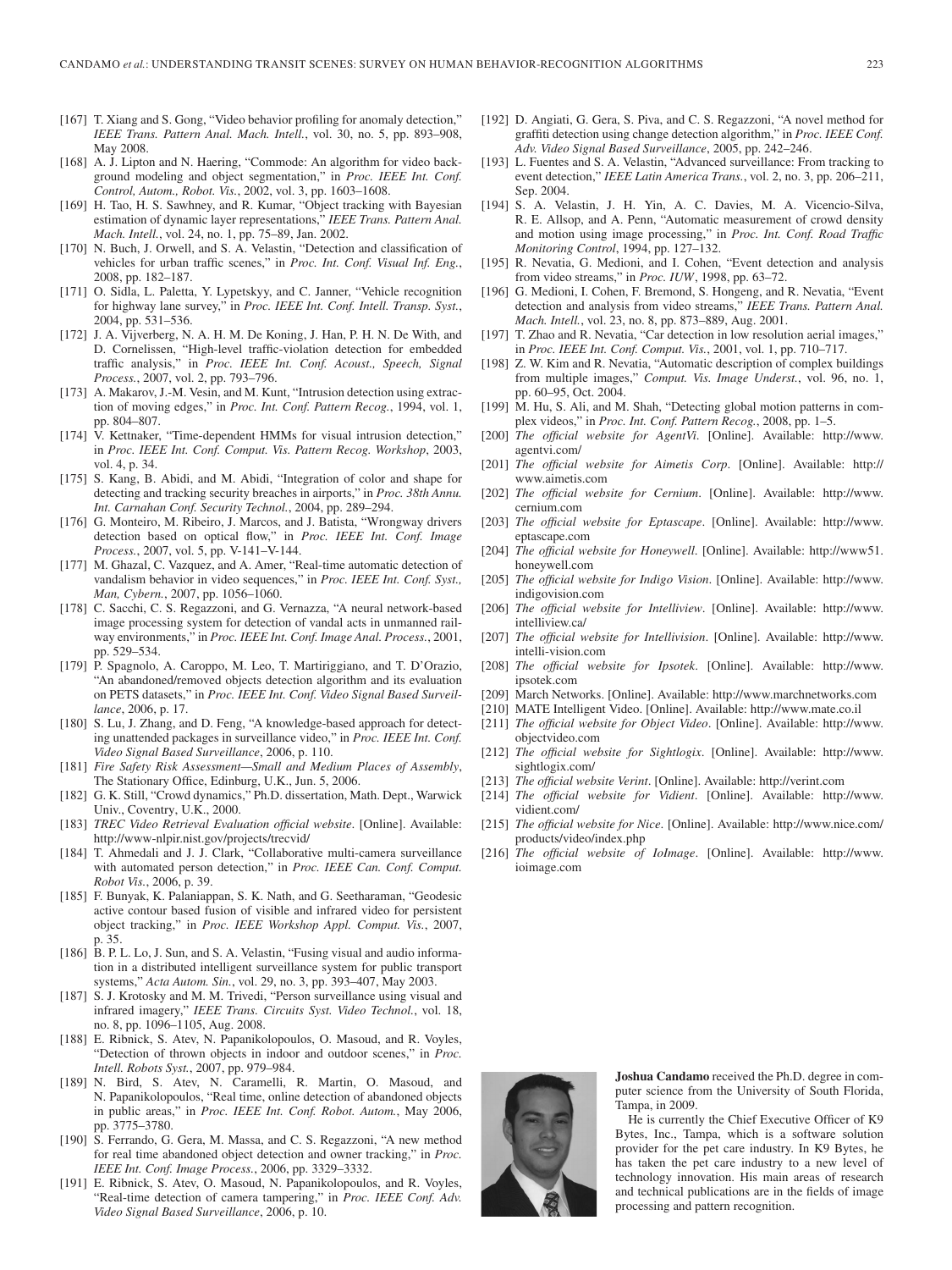[167] T. Xiang and S. Gong, "Video behavior profiling for anomaly detection," *IEEE Trans. Pattern Anal. Mach. Intell.*, vol. 30, no. 5, pp. 893–908, May 2008.

[168] A. J. Lipton and N. Haering, "Commode: An algorithm for video background modeling and object segmentation," in *Proc. IEEE Int. Conf. Control, Autom., Robot. Vis.*, 2002, vol. 3, pp. 1603–1608.

[169] H. Tao, H. S. Sawhney, and R. Kumar, "Object tracking with Bayesian estimation of dynamic layer representations," *IEEE Trans. Pattern Anal. Mach. Intell.*, vol. 24, no. 1, pp. 75–89, Jan. 2002.

[170] N. Buch, J. Orwell, and S. A. Velastin, "Detection and classification of vehicles for urban traffic scenes," in *Proc. Int. Conf. Visual Inf. Eng.*, 2008, pp. 182–187.

[171] O. Sidla, L. Paletta, Y. Lypetskyy, and C. Janner, "Vehicle recognition for highway lane survey," in *Proc. IEEE Int. Conf. Intell. Transp. Syst.*, 2004, pp. 531–536.

[172] J. A. Vijverberg, N. A. H. M. De Koning, J. Han, P. H. N. De With, and D. Cornelissen, "High-level traffic-violation detection for embedded traffic analysis," in *Proc. IEEE Int. Conf. Acoust., Speech, Signal Process.*, 2007, vol. 2, pp. 793–796.

[173] A. Makarov, J.-M. Vesin, and M. Kunt, "Intrusion detection using extraction of moving edges," in *Proc. Int. Conf. Pattern Recog.*, 1994, vol. 1, pp. 804–807.

[174] V. Kettnaker, "Time-dependent HMMs for visual intrusion detection," in *Proc. IEEE Int. Conf. Comput. Vis. Pattern Recog. Workshop*, 2003, vol. 4, p. 34.

[175] S. Kang, B. Abidi, and M. Abidi, "Integration of color and shape for detecting and tracking security breaches in airports," in *Proc. 38th Annu. Int. Carnahan Conf. Security Technol.*, 2004, pp. 289–294.

[176] G. Monteiro, M. Ribeiro, J. Marcos, and J. Batista, "Wrongway drivers detection based on optical flow," in *Proc. IEEE Int. Conf. Image Process.*, 2007, vol. 5, pp. V-141–V-144.

[177] M. Ghazal, C. Vazquez, and A. Amer, "Real-time automatic detection of vandalism behavior in video sequences," in *Proc. IEEE Int. Conf. Syst., Man, Cybern.*, 2007, pp. 1056–1060.

[178] C. Sacchi, C. S. Regazzoni, and G. Vernazza, "A neural network-based image processing system for detection of vandal acts in unmanned railway environments," in *Proc. IEEE Int. Conf. Image Anal. Process.*, 2001, pp. 529–534.

[179] P. Spagnolo, A. Caroppo, M. Leo, T. Martiriggiano, and T. D'Orazio, "An abandoned/removed objects detection algorithm and its evaluation on PETS datasets," in *Proc. IEEE Int. Conf. Video Signal Based Surveillance*, 2006, p. 17.

[180] S. Lu, J. Zhang, and D. Feng, "A knowledge-based approach for detecting unattended packages in surveillance video," in *Proc. IEEE Int. Conf. Video Signal Based Surveillance*, 2006, p. 110.

[181] *Fire Safety Risk Assessment—Small and Medium Places of Assembly*, The Stationary Office, Edinburg, U.K., Jun. 5, 2006.

[182] G. K. Still, "Crowd dynamics," Ph.D. dissertation, Math. Dept., Warwick Univ., Coventry, U.K., 2000.

[183] *TREC Video Retrieval Evaluation official website*. [Online]. Available: http://www-nlpir.nist.gov/projects/trecvid/

[184] T. Ahmedali and J. J. Clark, "Collaborative multi-camera surveillance with automated person detection," in *Proc. IEEE Can. Conf. Comput. Robot Vis.*, 2006, p. 39.

[185] F. Bunyak, K. Palaniappan, S. K. Nath, and G. Seetharaman, "Geodesic active contour based fusion of visible and infrared video for persistent object tracking," in *Proc. IEEE Workshop Appl. Comput. Vis.*, 2007, p. 35.

[186] B. P. L. Lo, J. Sun, and S. A. Velastin, "Fusing visual and audio information in a distributed intelligent surveillance system for public transport systems," *Acta Autom. Sin.*, vol. 29, no. 3, pp. 393–407, May 2003.

[187] S. J. Krotosky and M. M. Trivedi, "Person surveillance using visual and infrared imagery," *IEEE Trans. Circuits Syst. Video Technol.*, vol. 18, no. 8, pp. 1096–1105, Aug. 2008.

[188] E. Ribnick, S. Atev, N. Papanikolopoulos, O. Masoud, and R. Voyles, "Detection of thrown objects in indoor and outdoor scenes," in *Proc. Intell. Robots Syst.*, 2007, pp. 979–984.

[189] N. Bird, S. Atev, N. Caramelli, R. Martin, O. Masoud, and N. Papanikolopoulos, "Real time, online detection of abandoned objects in public areas," in *Proc. IEEE Int. Conf. Robot. Autom.*, May 2006, pp. 3775–3780.

[190] S. Ferrando, G. Gera, M. Massa, and C. S. Regazzoni, "A new method for real time abandoned object detection and owner tracking," in *Proc. IEEE Int. Conf. Image Process.*, 2006, pp. 3329–3332.

[191] E. Ribnick, S. Atev, O. Masoud, N. Papanikolopoulos, and R. Voyles, "Real-time detection of camera tampering," in *Proc. IEEE Conf. Adv. Video Signal Based Surveillance*, 2006, p. 10.

[192] D. Angiati, G. Gera, S. Piva, and C. S. Regazzoni, "A novel method for graffiti detection using change detection algorithm," in *Proc. IEEE Conf. Adv. Video Signal Based Surveillance*, 2005, pp. 242–246.

[193] L. Fuentes and S. A. Velastin, "Advanced surveillance: From tracking to event detection," *IEEE Latin America Trans.*, vol. 2, no. 3, pp. 206–211, Sep. 2004.

[194] S. A. Velastin, J. H. Yin, A. C. Davies, M. A. Vicencio-Silva, R. E. Allsop, and A. Penn, "Automatic measurement of crowd density and motion using image processing," in *Proc. Int. Conf. Road Traffic Monitoring Control*, 1994, pp. 127–132.

[195] R. Nevatia, G. Medioni, and I. Cohen, "Event detection and analysis from video streams," in *Proc. IUW*, 1998, pp. 63–72.

[196] G. Medioni, I. Cohen, F. Bremond, S. Hongeng, and R. Nevatia, "Event detection and analysis from video streams," *IEEE Trans. Pattern Anal. Mach. Intell.*, vol. 23, no. 8, pp. 873–889, Aug. 2001.

[197] T. Zhao and R. Nevatia, "Car detection in low resolution aerial images," in *Proc. IEEE Int. Conf. Comput. Vis.*, 2001, vol. 1, pp. 710–717.

[198] Z. W. Kim and R. Nevatia, "Automatic description of complex buildings from multiple images," *Comput. Vis. Image Underst.*, vol. 96, no. 1, pp. 60–95, Oct. 2004.

[199] M. Hu, S. Ali, and M. Shah, "Detecting global motion patterns in complex videos," in *Proc. Int. Conf. Pattern Recog.*, 2008, pp. 1–5.

[200] *The official website for AgentVi*. [Online]. Available: http://www.agentvi.com/

[201] *The official website for Aimetis Corp*. [Online]. Available: http://www.aimetis.com

[202] *The official website for Cernium*. [Online]. Available: http://www.cernium.com

[203] *The official website for Eptascape*. [Online]. Available: http://www.eptascape.com

[204] *The official website for Honeywell*. [Online]. Available: http://www51.honeywell.com

[205] *The official website for Indigo Vision*. [Online]. Available: http://www.indigovision.com

[206] *The official website for Intelliview*. [Online]. Available: http://www.intelliview.ca/

[207] *The official website for Intellivision*. [Online]. Available: http://www.intelli-vision.com

[208] *The official website for Ipsotek*. [Online]. Available: http://www.ipsotek.com

[209] March Networks. [Online]. Available: http://www.marchnetworks.com

[210] MATE Intelligent Video. [Online]. Available: http://www.mate.co.il

[211] *The official website for Object Video*. [Online]. Available: http://www.objectvideo.com

[212] *The official website for Sightlogix*. [Online]. Available: http://www.sightlogix.com/

[213] *The official website Verint*. [Online]. Available: http://verint.com

[214] *The official website for Vidient*. [Online]. Available: http://www.vidient.com/

[215] *The official website for Nice*. [Online]. Available: http://www.nice.com/products/video/index.php

[216] *The official website of IoImage*. [Online]. Available: http://www.ioimage.com

**Joshua Candamo** received the Ph.D. degree in computer science from the University of South Florida, Tampa, in 2009.

He is currently the Chief Executive Officer of K9 Bytes, Inc., Tampa, which is a software solution provider for the pet care industry. In K9 Bytes, he has taken the pet care industry to a new level of technology innovation. His main areas of research and technical publications are in the fields of image processing and pattern recognition.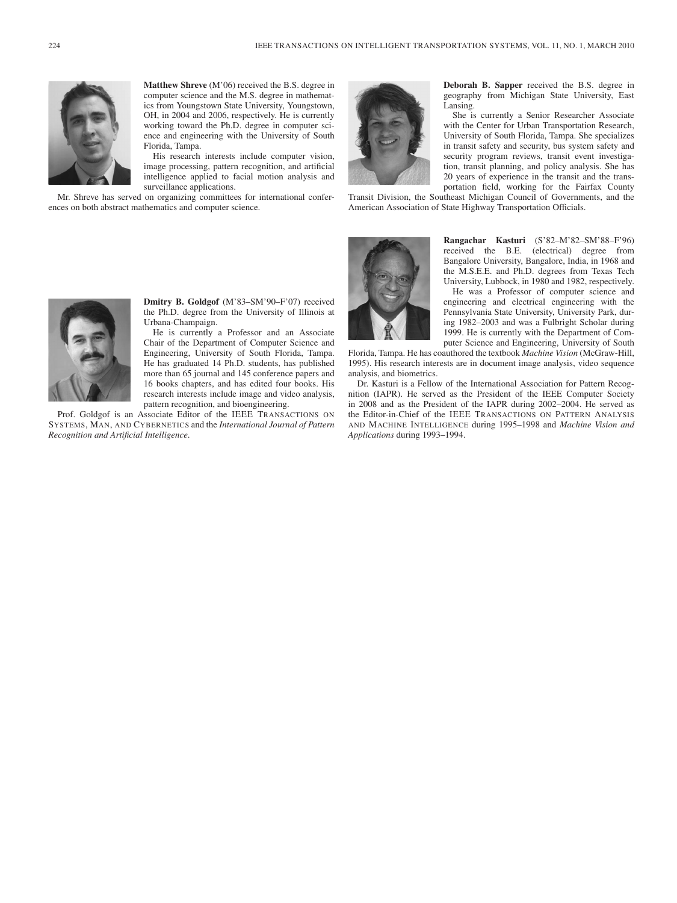**Matthew Shreve** (M'06) received the B.S. degree in computer science and the M.S. degree in mathematics from Youngstown State University, Youngstown, OH, in 2004 and 2006, respectively. He is currently working toward the Ph.D. degree in computer science and engineering with the University of South Florida, Tampa.

His research interests include computer vision, image processing, pattern recognition, and artificial intelligence applied to facial motion analysis and surveillance applications.

Mr. Shreve has served on organizing committees for international conferences on both abstract mathematics and computer science.

**Dmitry B. Goldgof** (M'83–SM'90–F'07) received the Ph.D. degree from the University of Illinois at Urbana-Champaign.

He is currently a Professor and an Associate Chair of the Department of Computer Science and Engineering, University of South Florida, Tampa. He has graduated 14 Ph.D. students, has published more than 65 journal and 145 conference papers and 16 books chapters, and has edited four books. His research interests include image and video analysis, pattern recognition, and bioengineering.

Prof. Goldgof is an Associate Editor of the IEEE TRANSACTIONS ON SYSTEMS, MAN, AND CYBERNETICS and the *International Journal of Pattern Recognition and Artificial Intelligence*.

**Deborah B. Sapper** received the B.S. degree in geography from Michigan State University, East Lansing.

She is currently a Senior Researcher Associate with the Center for Urban Transportation Research, University of South Florida, Tampa. She specializes in transit safety and security, bus system safety and security program reviews, transit event investigation, transit planning, and policy analysis. She has 20 years of experience in the transit and the transportation field, working for the Fairfax County Transit Division, the Southeast Michigan Council of Governments, and the American Association of State Highway Transportation Officials.

**Rangachar Kasturi** (S'82–M'82–SM'88–F'96) received the B.E. (electrical) degree from Bangalore University, Bangalore, India, in 1968 and the M.S.E.E. and Ph.D. degrees from Texas Tech University, Lubbock, in 1980 and 1982, respectively.

He was a Professor of computer science and engineering and electrical engineering with the Pennsylvania State University, University Park, during 1982–2003 and was a Fulbright Scholar during 1999. He is currently with the Department of Computer Science and Engineering, University of South Florida, Tampa. He has coauthored the textbook *Machine Vision* (McGraw-Hill, 1995). His research interests are in document image analysis, video sequence analysis, and biometrics.

Dr. Kasturi is a Fellow of the International Association for Pattern Recognition (IAPR). He served as the President of the IEEE Computer Society in 2008 and as the President of the IAPR during 2002–2004. He served as the Editor-in-Chief of the IEEE TRANSACTIONS ON PATTERN ANALYSIS AND MACHINE INTELLIGENCE during 1995–1998 and *Machine Vision and Applications* during 1993–1994.